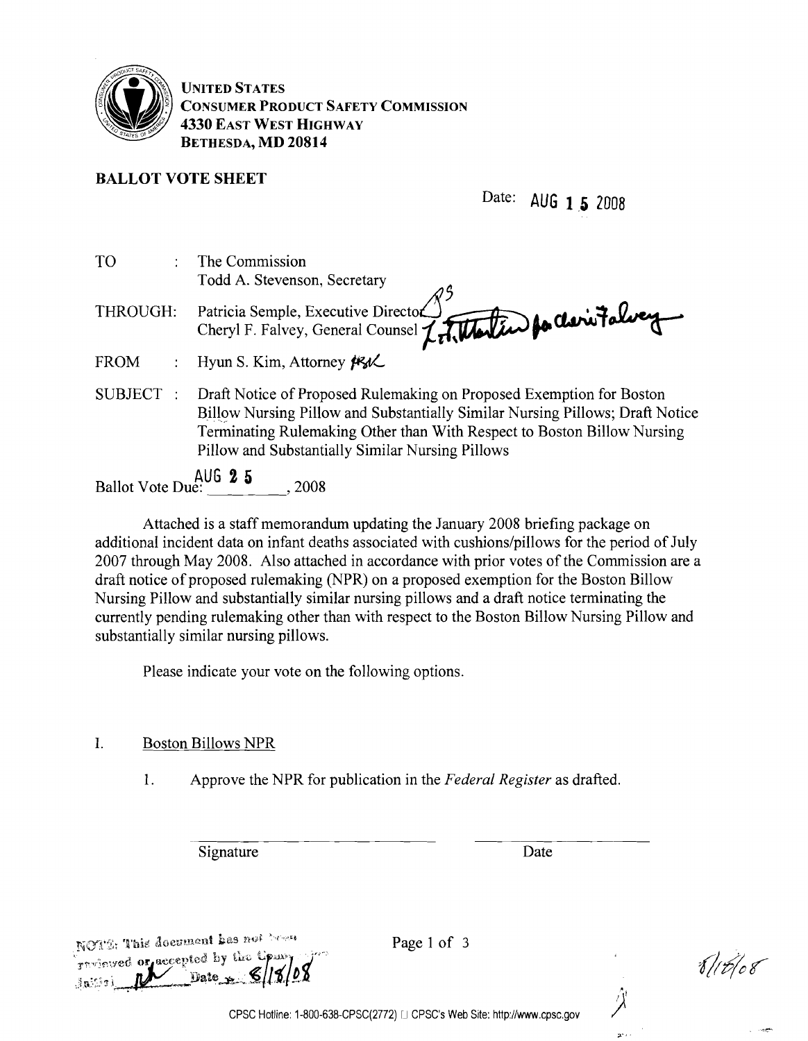UNITED STATES
CONSUMER PRODUCT SAFETY COMMISSION
4330 EAST WEST HIGHWAY
BETHESDA, MD 20814

## BALLOT VOTE SHEET

Date: AUG 1 5 2008

TO : The Commission
Todd A. Stevenson, Secretary

THROUGH: Patricia Semple, Executive Director
Cheryl F. Falvey, General Counsel

FROM : Hyun S. Kim, Attorney

SUBJECT : Draft Notice of Proposed Rulemaking on Proposed Exemption for Boston Billow Nursing Pillow and Substantially Similar Nursing Pillows; Draft Notice Terminating Rulemaking Other than With Respect to Boston Billow Nursing Pillow and Substantially Similar Nursing Pillows

Ballot Vote Due: AUG 2 5, 2008

Attached is a staff memorandum updating the January 2008 briefing package on additional incident data on infant deaths associated with cushions/pillows for the period of July 2007 through May 2008. Also attached in accordance with prior votes of the Commission are a draft notice of proposed rulemaking (NPR) on a proposed exemption for the Boston Billow Nursing Pillow and substantially similar nursing pillows and a draft notice terminating the currently pending rulemaking other than with respect to the Boston Billow Nursing Pillow and substantially similar nursing pillows.

Please indicate your vote on the following options.

I. Boston Billows NPR

1. Approve the NPR for publication in the *Federal Register* as drafted.

Signature Date

NOTE: This document has not been reviewed or accepted by the Commission. Initial ___ Date 8/18/08

CPSC Hotline: 1-800-638-CPSC(2772) CPSC's Web Site: http://www.cpsc.gov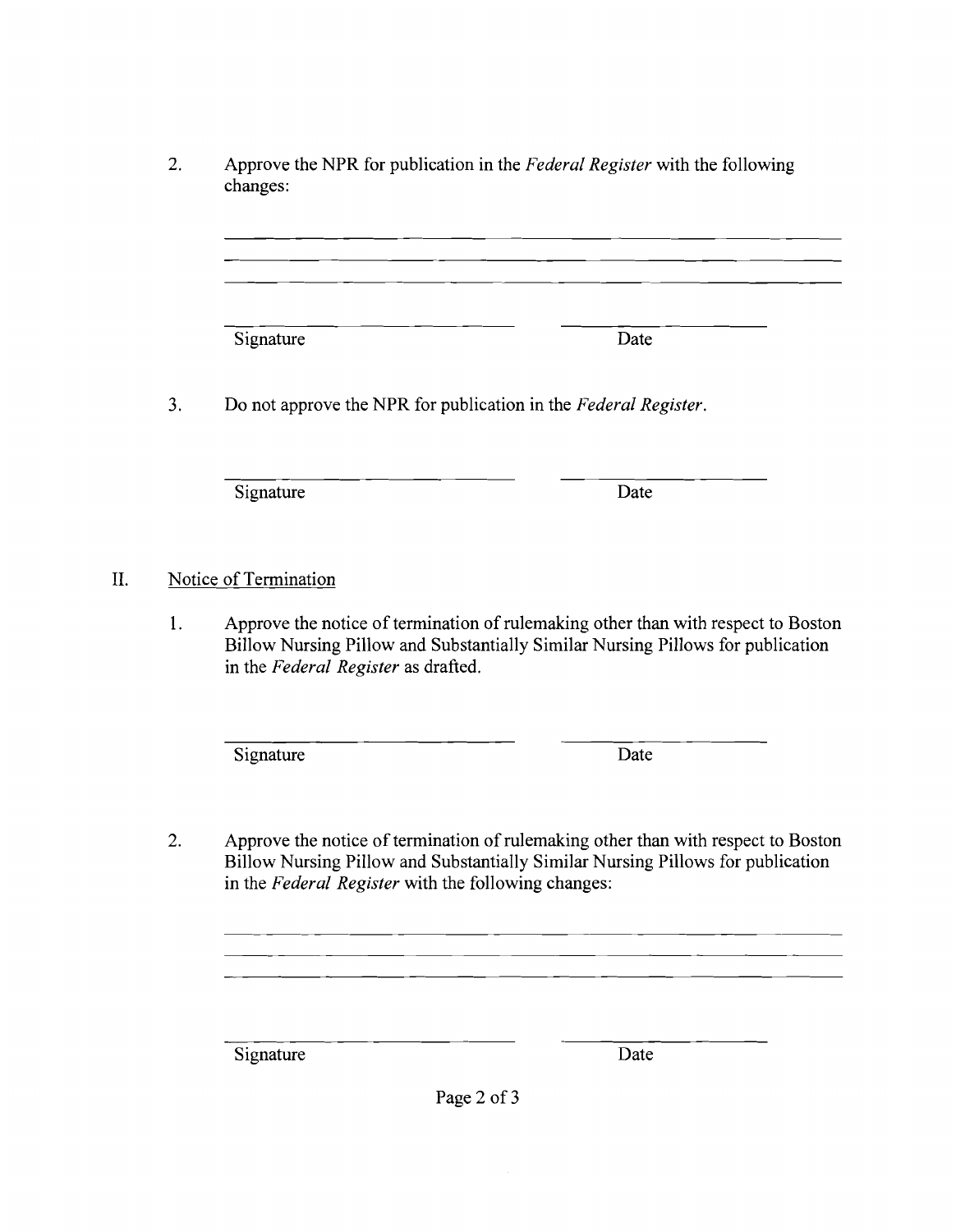2. Approve the NPR for publication in the *Federal Register* with the following changes:

\_\_\_\_\_\_\_\_\_\_\_\_\_\_\_\_\_\_\_\_\_\_\_\_\_\_\_\_\_\_\_\_\_\_\_\_\_\_\_\_\_\_\_\_\_\_\_\_\_\_\_\_\_\_\_\_
\_\_\_\_\_\_\_\_\_\_\_\_\_\_\_\_\_\_\_\_\_\_\_\_\_\_\_\_\_\_\_\_\_\_\_\_\_\_\_\_\_\_\_\_\_\_\_\_\_\_\_\_\_\_\_\_
\_\_\_\_\_\_\_\_\_\_\_\_\_\_\_\_\_\_\_\_\_\_\_\_\_\_\_\_\_\_\_\_\_\_\_\_\_\_\_\_\_\_\_\_\_\_\_\_\_\_\_\_\_\_\_\_

| Signature | Date |
|---|---|

3. Do not approve the NPR for publication in the *Federal Register*.

| Signature | Date |
|---|---|

II. Notice of Termination

1. Approve the notice of termination of rulemaking other than with respect to Boston Billow Nursing Pillow and Substantially Similar Nursing Pillows for publication in the *Federal Register* as drafted.

| Signature | Date |
|---|---|

2. Approve the notice of termination of rulemaking other than with respect to Boston Billow Nursing Pillow and Substantially Similar Nursing Pillows for publication in the *Federal Register* with the following changes:

\_\_\_\_\_\_\_\_\_\_\_\_\_\_\_\_\_\_\_\_\_\_\_\_\_\_\_\_\_\_\_\_\_\_\_\_\_\_\_\_\_\_\_\_\_\_\_\_\_\_\_\_\_\_\_\_
\_\_\_\_\_\_\_\_\_\_\_\_\_\_\_\_\_\_\_\_\_\_\_\_\_\_\_\_\_\_\_\_\_\_\_\_\_\_\_\_\_\_\_\_\_\_\_\_\_\_\_\_\_\_\_\_
\_\_\_\_\_\_\_\_\_\_\_\_\_\_\_\_\_\_\_\_\_\_\_\_\_\_\_\_\_\_\_\_\_\_\_\_\_\_\_\_\_\_\_\_\_\_\_\_\_\_\_\_\_\_\_\_

| Signature | Date |
|---|---|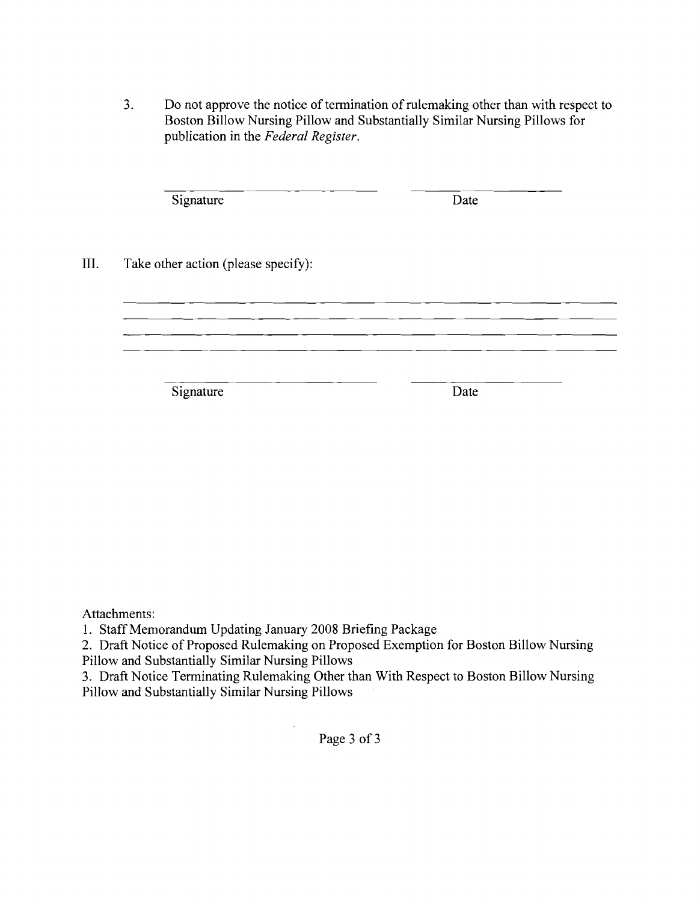3. Do not approve the notice of termination of rulemaking other than with respect to Boston Billow Nursing Pillow and Substantially Similar Nursing Pillows for publication in the *Federal Register*.

\_\_\_\_\_\_\_\_\_\_\_\_\_\_\_\_\_\_\_\_\_\_\_\_\_\_ \_\_\_\_\_\_\_\_\_\_\_\_\_\_\_\_\_\_

Signature Date

III. Take other action (please specify):

\_\_\_\_\_\_\_\_\_\_\_\_\_\_\_\_\_\_\_\_\_\_\_\_\_\_\_\_\_\_\_\_\_\_\_\_\_\_\_\_\_\_\_\_\_\_\_\_\_\_\_\_\_\_\_\_\_\_\_\_

\_\_\_\_\_\_\_\_\_\_\_\_\_\_\_\_\_\_\_\_\_\_\_\_\_\_\_\_\_\_\_\_\_\_\_\_\_\_\_\_\_\_\_\_\_\_\_\_\_\_\_\_\_\_\_\_\_\_\_\_

\_\_\_\_\_\_\_\_\_\_\_\_\_\_\_\_\_\_\_\_\_\_\_\_\_\_\_\_\_\_\_\_\_\_\_\_\_\_\_\_\_\_\_\_\_\_\_\_\_\_\_\_\_\_\_\_\_\_\_\_

\_\_\_\_\_\_\_\_\_\_\_\_\_\_\_\_\_\_\_\_\_\_\_\_\_\_\_\_\_\_\_\_\_\_\_\_\_\_\_\_\_\_\_\_\_\_\_\_\_\_\_\_\_\_\_\_\_\_\_\_

\_\_\_\_\_\_\_\_\_\_\_\_\_\_\_\_\_\_\_\_\_\_\_\_\_\_ \_\_\_\_\_\_\_\_\_\_\_\_\_\_\_\_\_\_

Signature Date

Attachments:

1. Staff Memorandum Updating January 2008 Briefing Package
2. Draft Notice of Proposed Rulemaking on Proposed Exemption for Boston Billow Nursing Pillow and Substantially Similar Nursing Pillows
3. Draft Notice Terminating Rulemaking Other than With Respect to Boston Billow Nursing Pillow and Substantially Similar Nursing Pillows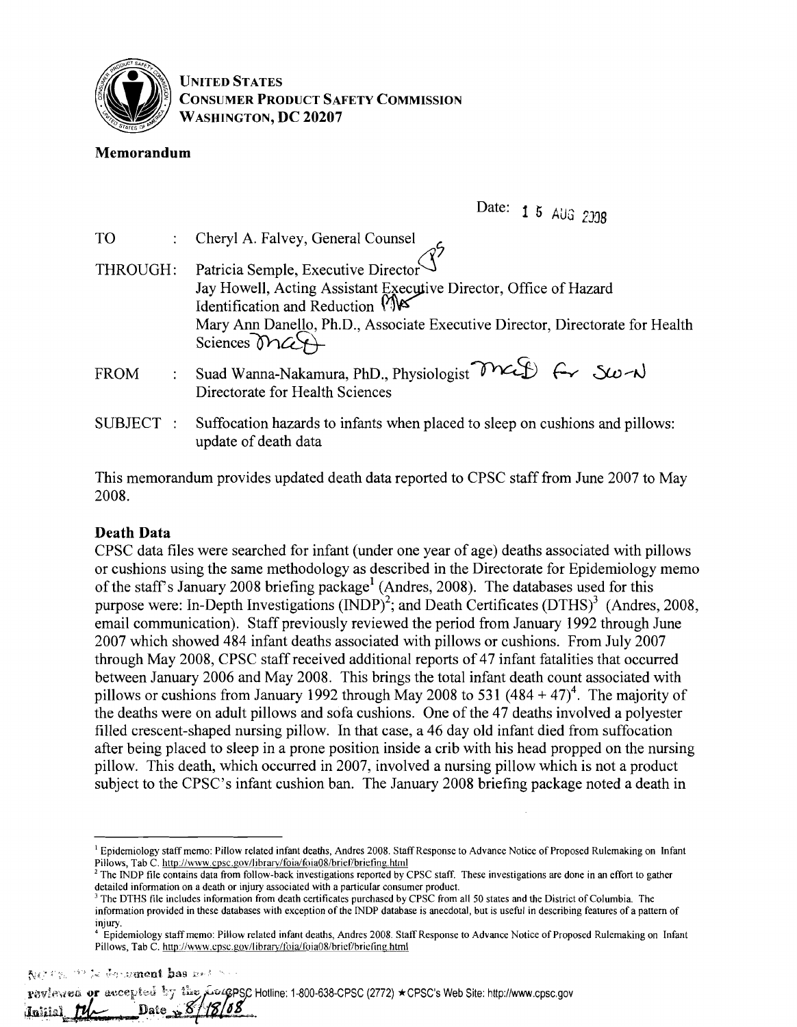**UNITED STATES**
**CONSUMER PRODUCT SAFETY COMMISSION**
**WASHINGTON, DC 20207**

## Memorandum

Date: 15 AUG 2008

| | | |
|---|---|---|
| TO | : | Cheryl A. Falvey, General Counsel |
| THROUGH | : | Patricia Semple, Executive Director<br>Jay Howell, Acting Assistant Executive Director, Office of Hazard Identification and Reduction<br>Mary Ann Danello, Ph.D., Associate Executive Director, Directorate for Health Sciences |
| FROM | : | Suad Wanna-Nakamura, PhD., Physiologist MAD for SW-N<br>Directorate for Health Sciences |
| SUBJECT | : | Suffocation hazards to infants when placed to sleep on cushions and pillows: update of death data |

This memorandum provides updated death data reported to CPSC staff from June 2007 to May 2008.

### Death Data

CPSC data files were searched for infant (under one year of age) deaths associated with pillows or cushions using the same methodology as described in the Directorate for Epidemiology memo of the staff's January 2008 briefing package[1] (Andres, 2008). The databases used for this purpose were: In-Depth Investigations (INDP)[2]; and Death Certificates (DTHS)[3] (Andres, 2008, email communication). Staff previously reviewed the period from January 1992 through June 2007 which showed 484 infant deaths associated with pillows or cushions. From July 2007 through May 2008, CPSC staff received additional reports of 47 infant fatalities that occurred between January 2006 and May 2008. This brings the total infant death count associated with pillows or cushions from January 1992 through May 2008 to 531 (484 + 47)[4]. The majority of the deaths were on adult pillows and sofa cushions. One of the 47 deaths involved a polyester filled crescent-shaped nursing pillow. In that case, a 46 day old infant died from suffocation after being placed to sleep in a prone position inside a crib with his head propped on the nursing pillow. This death, which occurred in 2007, involved a nursing pillow which is not a product subject to the CPSC's infant cushion ban. The January 2008 briefing package noted a death in

---

[1] Epidemiology staff memo: Pillow related infant deaths, Andres 2008. Staff Response to Advance Notice of Proposed Rulemaking on Infant Pillows, Tab C. http://www.cpsc.gov/library/foia/foia08/brief/briefing.html

[2] The INDP file contains data from follow-back investigations reported by CPSC staff. These investigations are done in an effort to gather detailed information on a death or injury associated with a particular consumer product.

[3] The DTHS file includes information from death certificates purchased by CPSC from all 50 states and the District of Columbia. The information provided in these databases with exception of the INDP database is anecdotal, but is useful in describing features of a pattern of injury.

[4] Epidemiology staff memo: Pillow related infant deaths, Andres 2008. Staff Response to Advance Notice of Proposed Rulemaking on Infant Pillows, Tab C. http://www.cpsc.gov/library/foia/foia08/brief/briefing.html

NOTE: This document has not been reviewed or accepted by the Commission.
Initial ___ Date 8/18/08

CPSC Hotline: 1-800-638-CPSC (2772) ★ CPSC's Web Site: http://www.cpsc.gov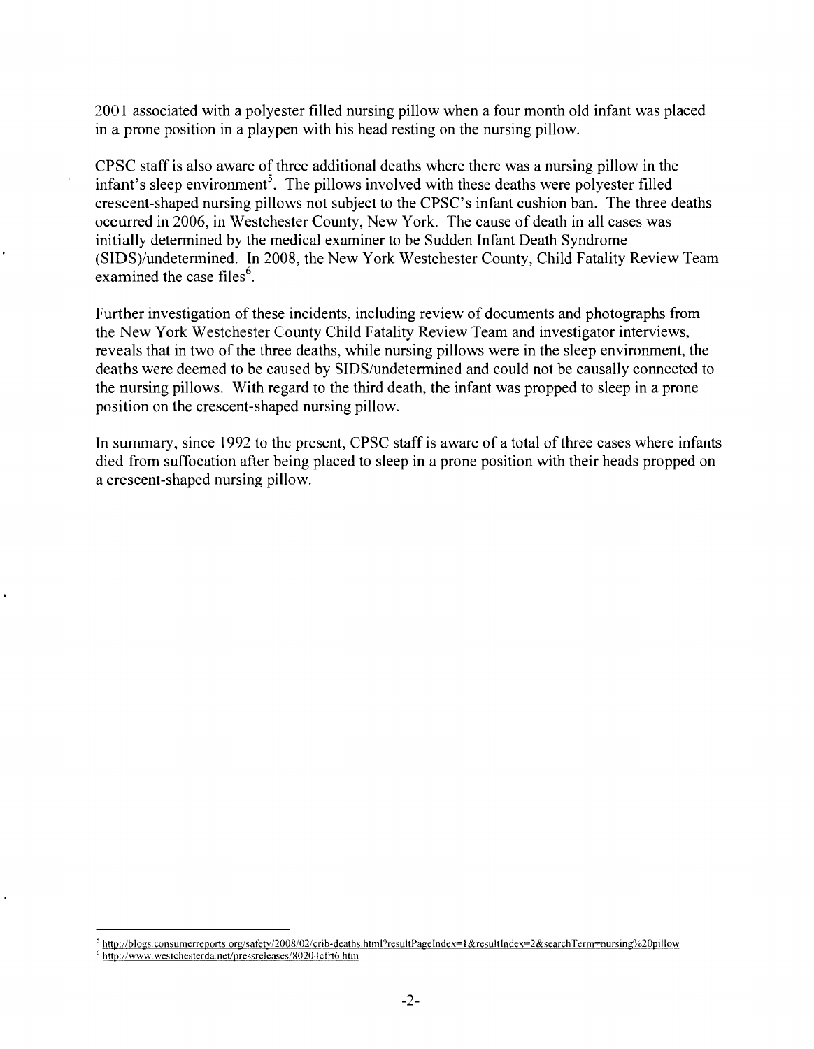2001 associated with a polyester filled nursing pillow when a four month old infant was placed in a prone position in a playpen with his head resting on the nursing pillow.

CPSC staff is also aware of three additional deaths where there was a nursing pillow in the infant's sleep environment[5]. The pillows involved with these deaths were polyester filled crescent-shaped nursing pillows not subject to the CPSC's infant cushion ban. The three deaths occurred in 2006, in Westchester County, New York. The cause of death in all cases was initially determined by the medical examiner to be Sudden Infant Death Syndrome (SIDS)/undetermined. In 2008, the New York Westchester County, Child Fatality Review Team examined the case files[6].

Further investigation of these incidents, including review of documents and photographs from the New York Westchester County Child Fatality Review Team and investigator interviews, reveals that in two of the three deaths, while nursing pillows were in the sleep environment, the deaths were deemed to be caused by SIDS/undetermined and could not be causally connected to the nursing pillows. With regard to the third death, the infant was propped to sleep in a prone position on the crescent-shaped nursing pillow.

In summary, since 1992 to the present, CPSC staff is aware of a total of three cases where infants died from suffocation after being placed to sleep in a prone position with their heads propped on a crescent-shaped nursing pillow.

---

[5] http://blogs.consumerreports.org/safety/2008/02/crib-deaths.html?resultPageIndex=1&resultIndex=2&searchTerm=nursing%20pillow

[6] http://www.westchesterda.net/pressreleases/80204cfrt6.htm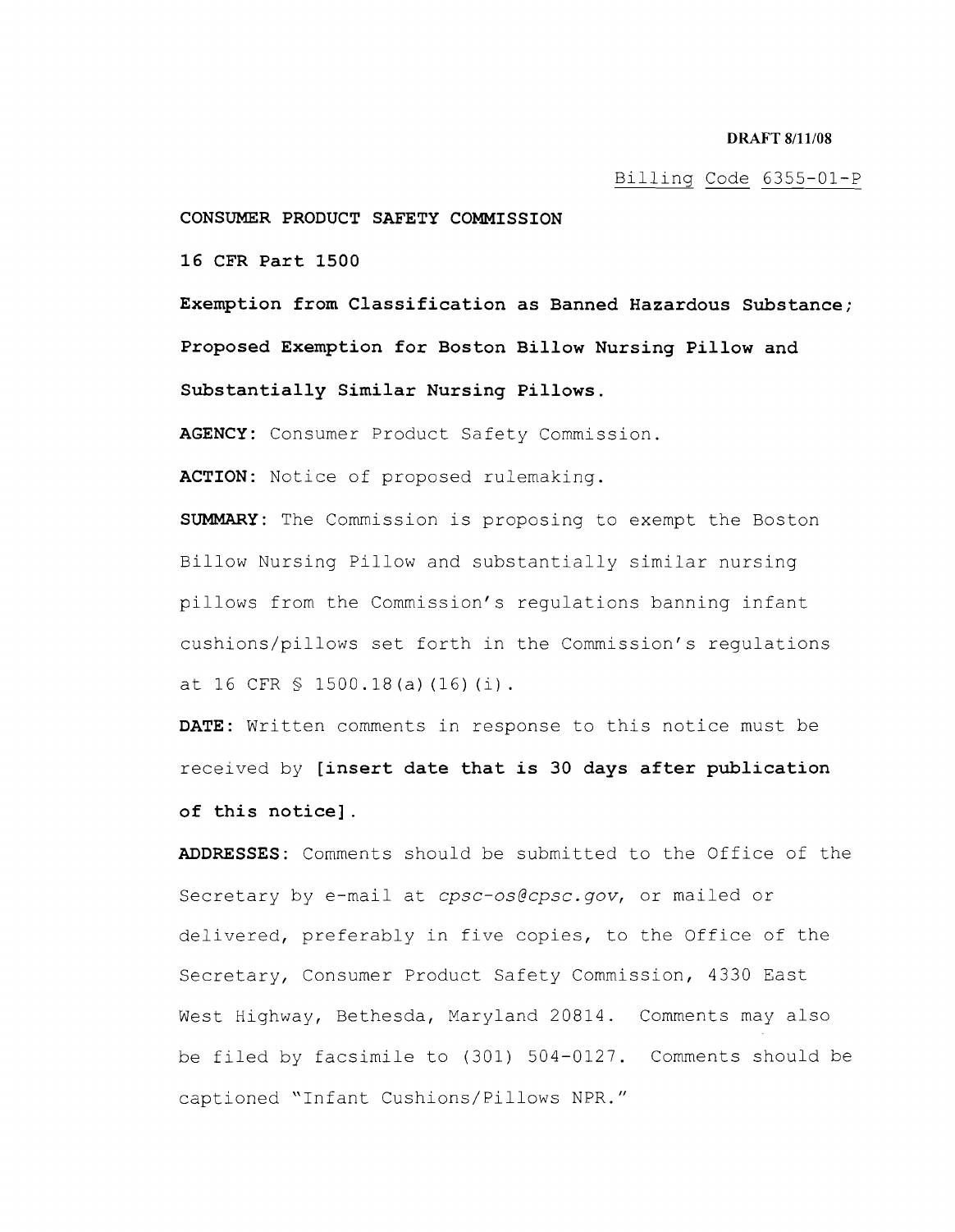**DRAFT 8/11/08**

Billing Code 6355-01-P

**CONSUMER PRODUCT SAFETY COMMISSION**

**16 CFR Part 1500**

**Exemption from Classification as Banned Hazardous Substance; Proposed Exemption for Boston Billow Nursing Pillow and Substantially Similar Nursing Pillows.**

**AGENCY:** Consumer Product Safety Commission.

**ACTION:** Notice of proposed rulemaking.

**SUMMARY:** The Commission is proposing to exempt the Boston Billow Nursing Pillow and substantially similar nursing pillows from the Commission's regulations banning infant cushions/pillows set forth in the Commission's regulations at 16 CFR § 1500.18(a)(16)(i).

**DATE:** Written comments in response to this notice must be received by **[insert date that is 30 days after publication of this notice]**.

**ADDRESSES:** Comments should be submitted to the Office of the Secretary by e-mail at *cpsc-os@cpsc.gov*, or mailed or delivered, preferably in five copies, to the Office of the Secretary, Consumer Product Safety Commission, 4330 East West Highway, Bethesda, Maryland 20814. Comments may also be filed by facsimile to (301) 504-0127. Comments should be captioned "Infant Cushions/Pillows NPR."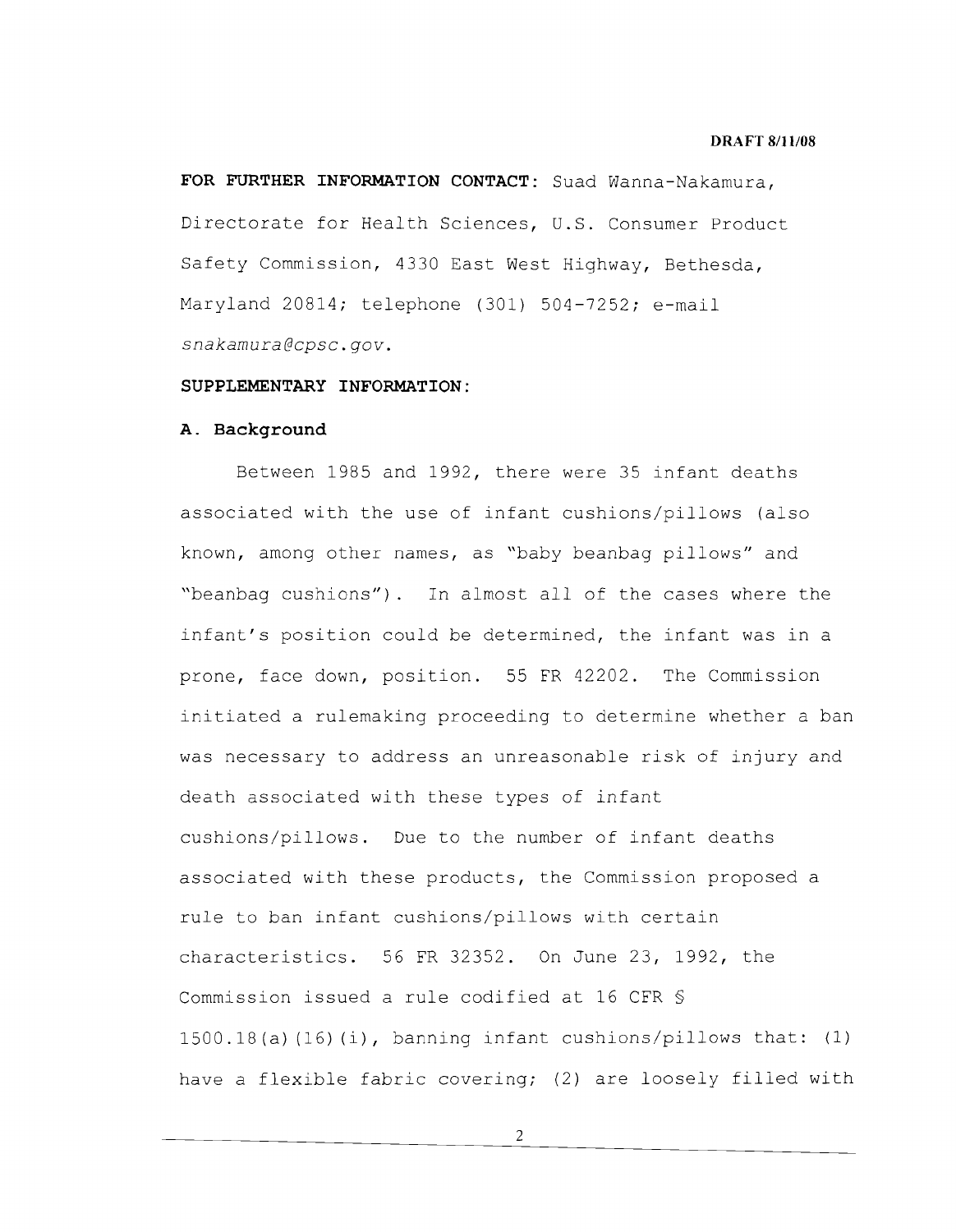**FOR FURTHER INFORMATION CONTACT:** Suad Wanna-Nakamura, Directorate for Health Sciences, U.S. Consumer Product Safety Commission, 4330 East West Highway, Bethesda, Maryland 20814; telephone (301) 504-7252; e-mail *snakamura@cpsc.gov*.

**SUPPLEMENTARY INFORMATION:**

**A. Background**

Between 1985 and 1992, there were 35 infant deaths associated with the use of infant cushions/pillows (also known, among other names, as "baby beanbag pillows" and "beanbag cushions"). In almost all of the cases where the infant's position could be determined, the infant was in a prone, face down, position. 55 FR 42202. The Commission initiated a rulemaking proceeding to determine whether a ban was necessary to address an unreasonable risk of injury and death associated with these types of infant cushions/pillows. Due to the number of infant deaths associated with these products, the Commission proposed a rule to ban infant cushions/pillows with certain characteristics. 56 FR 32352. On June 23, 1992, the Commission issued a rule codified at 16 CFR § 1500.18(a)(16)(i), banning infant cushions/pillows that: (1) have a flexible fabric covering; (2) are loosely filled with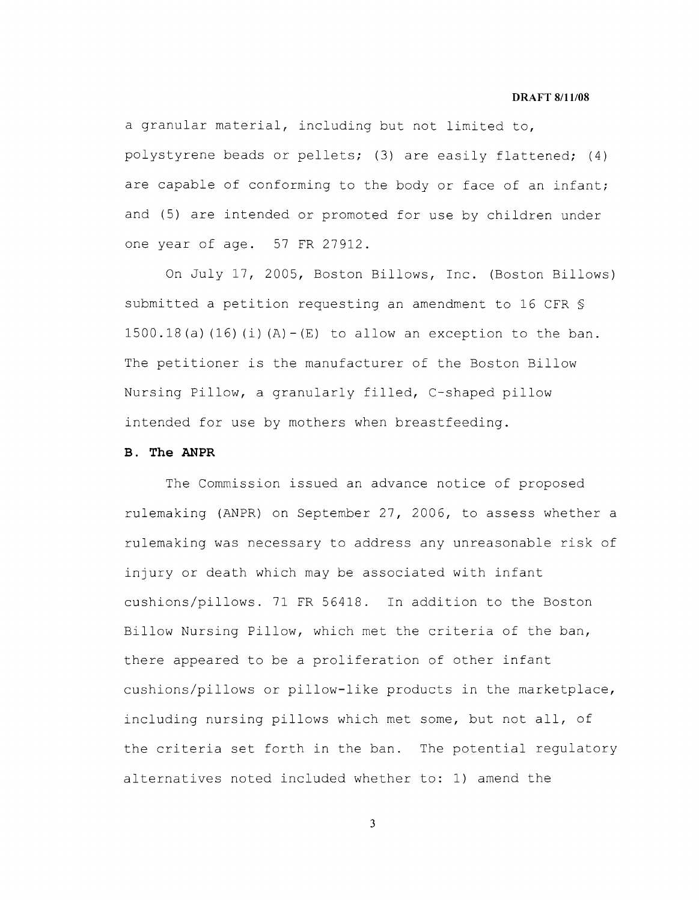a granular material, including but not limited to, polystyrene beads or pellets; (3) are easily flattened; (4) are capable of conforming to the body or face of an infant; and (5) are intended or promoted for use by children under one year of age. 57 FR 27912.

On July 17, 2005, Boston Billows, Inc. (Boston Billows) submitted a petition requesting an amendment to 16 CFR § 1500.18(a)(16)(i)(A)-(E) to allow an exception to the ban. The petitioner is the manufacturer of the Boston Billow Nursing Pillow, a granularly filled, C-shaped pillow intended for use by mothers when breastfeeding.

**B. The ANPR**

The Commission issued an advance notice of proposed rulemaking (ANPR) on September 27, 2006, to assess whether a rulemaking was necessary to address any unreasonable risk of injury or death which may be associated with infant cushions/pillows. 71 FR 56418. In addition to the Boston Billow Nursing Pillow, which met the criteria of the ban, there appeared to be a proliferation of other infant cushions/pillows or pillow-like products in the marketplace, including nursing pillows which met some, but not all, of the criteria set forth in the ban. The potential regulatory alternatives noted included whether to: 1) amend the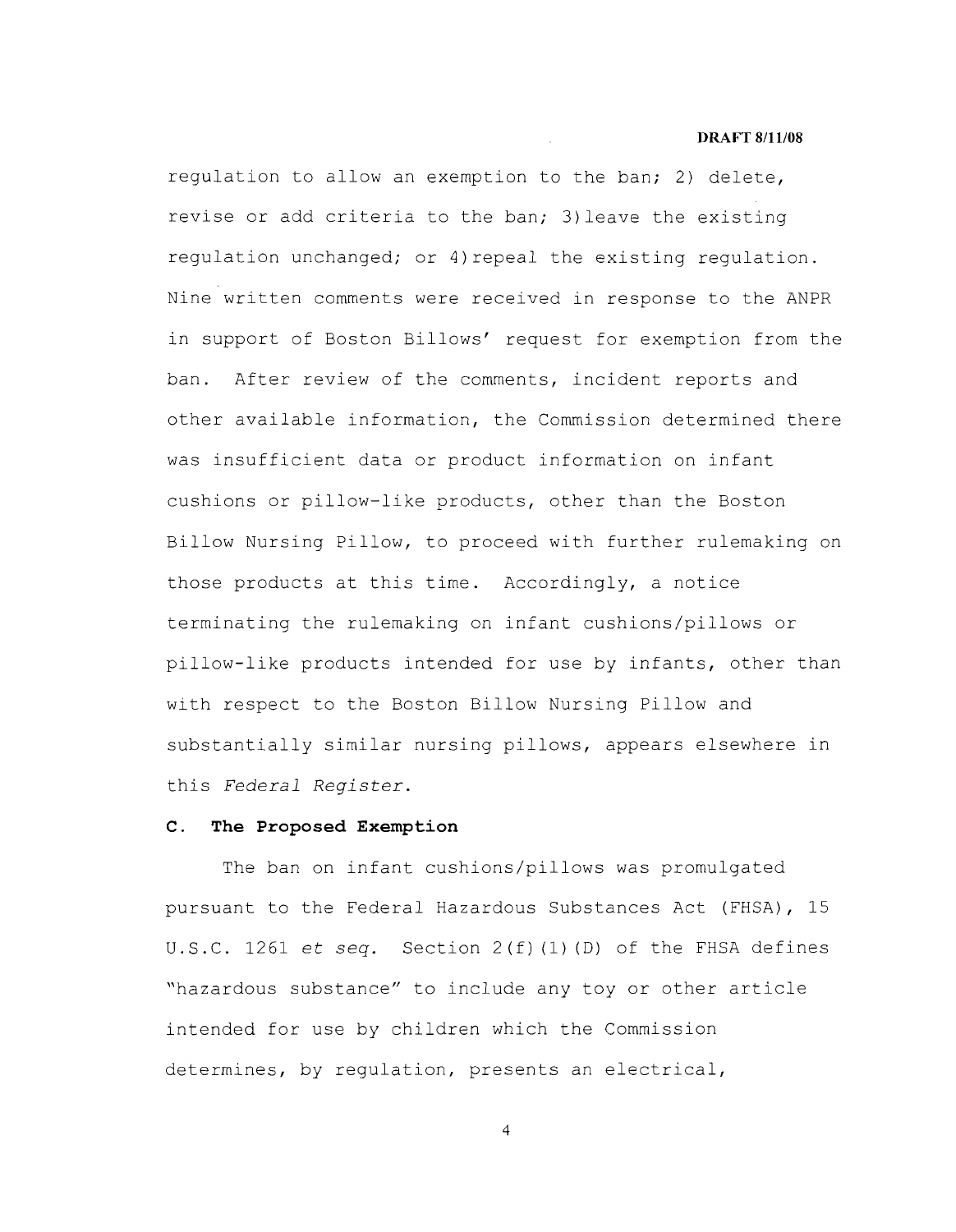regulation to allow an exemption to the ban; 2) delete, revise or add criteria to the ban; 3) leave the existing regulation unchanged; or 4) repeal the existing regulation. Nine written comments were received in response to the ANPR in support of Boston Billows' request for exemption from the ban. After review of the comments, incident reports and other available information, the Commission determined there was insufficient data or product information on infant cushions or pillow-like products, other than the Boston Billow Nursing Pillow, to proceed with further rulemaking on those products at this time. Accordingly, a notice terminating the rulemaking on infant cushions/pillows or pillow-like products intended for use by infants, other than with respect to the Boston Billow Nursing Pillow and substantially similar nursing pillows, appears elsewhere in this *Federal Register*.

### C. The Proposed Exemption

The ban on infant cushions/pillows was promulgated pursuant to the Federal Hazardous Substances Act (FHSA), 15 U.S.C. 1261 *et seq.* Section 2(f)(1)(D) of the FHSA defines "hazardous substance" to include any toy or other article intended for use by children which the Commission determines, by regulation, presents an electrical,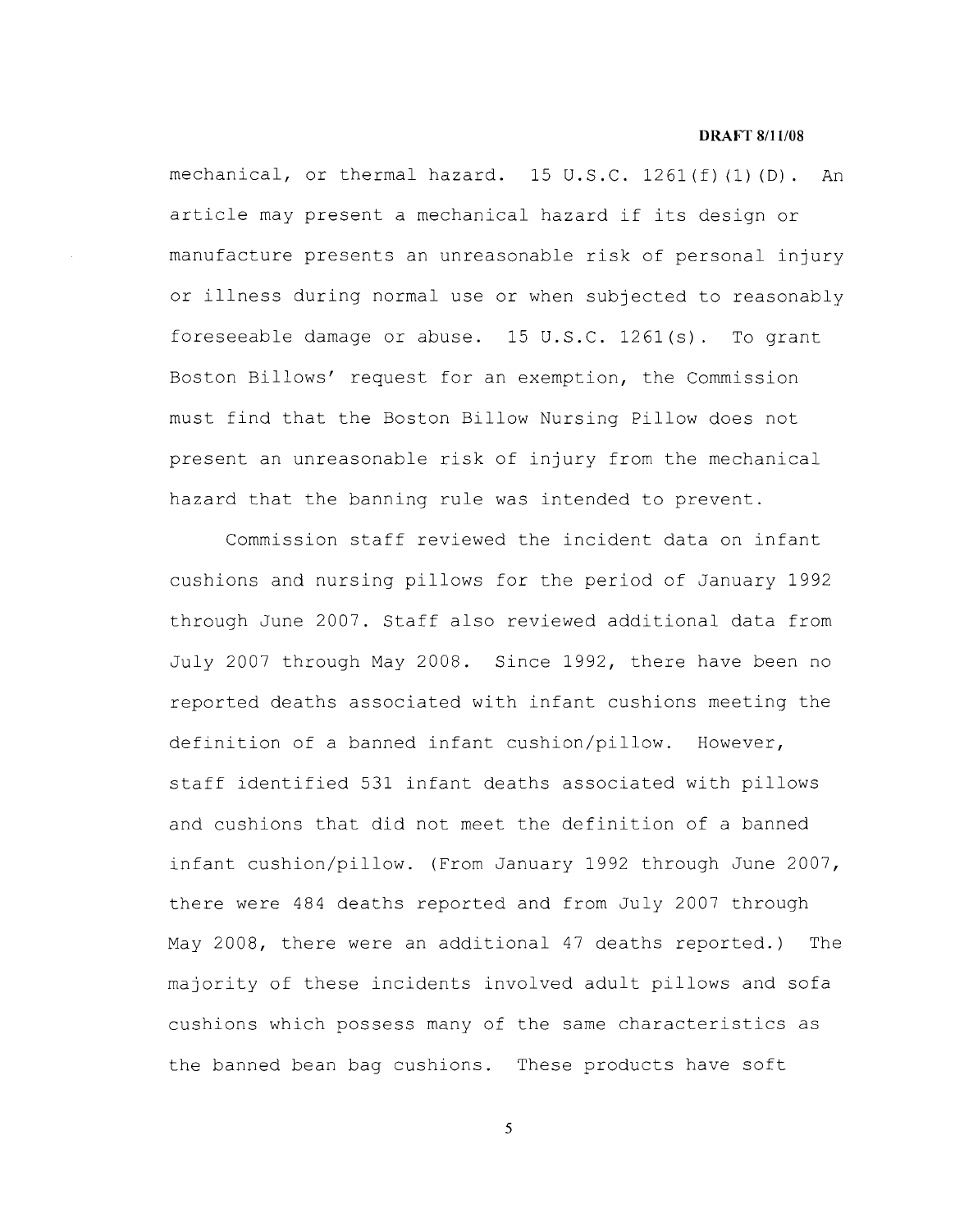mechanical, or thermal hazard. 15 U.S.C. 1261(f)(1)(D). An article may present a mechanical hazard if its design or manufacture presents an unreasonable risk of personal injury or illness during normal use or when subjected to reasonably foreseeable damage or abuse. 15 U.S.C. 1261(s). To grant Boston Billows' request for an exemption, the Commission must find that the Boston Billow Nursing Pillow does not present an unreasonable risk of injury from the mechanical hazard that the banning rule was intended to prevent.

Commission staff reviewed the incident data on infant cushions and nursing pillows for the period of January 1992 through June 2007. Staff also reviewed additional data from July 2007 through May 2008. Since 1992, there have been no reported deaths associated with infant cushions meeting the definition of a banned infant cushion/pillow. However, staff identified 531 infant deaths associated with pillows and cushions that did not meet the definition of a banned infant cushion/pillow. (From January 1992 through June 2007, there were 484 deaths reported and from July 2007 through May 2008, there were an additional 47 deaths reported.) The majority of these incidents involved adult pillows and sofa cushions which possess many of the same characteristics as the banned bean bag cushions. These products have soft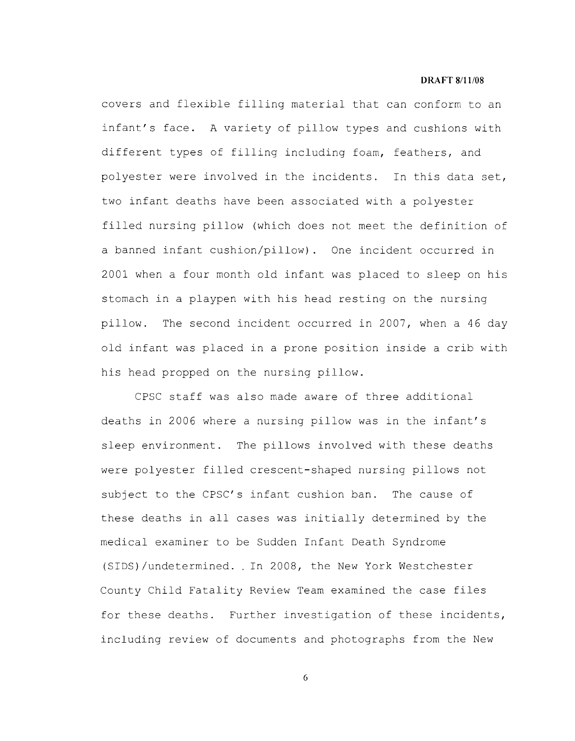covers and flexible filling material that can conform to an infant's face. A variety of pillow types and cushions with different types of filling including foam, feathers, and polyester were involved in the incidents. In this data set, two infant deaths have been associated with a polyester filled nursing pillow (which does not meet the definition of a banned infant cushion/pillow). One incident occurred in 2001 when a four month old infant was placed to sleep on his stomach in a playpen with his head resting on the nursing pillow. The second incident occurred in 2007, when a 46 day old infant was placed in a prone position inside a crib with his head propped on the nursing pillow.

CPSC staff was also made aware of three additional deaths in 2006 where a nursing pillow was in the infant's sleep environment. The pillows involved with these deaths were polyester filled crescent-shaped nursing pillows not subject to the CPSC's infant cushion ban. The cause of these deaths in all cases was initially determined by the medical examiner to be Sudden Infant Death Syndrome (SIDS)/undetermined. . In 2008, the New York Westchester County Child Fatality Review Team examined the case files for these deaths. Further investigation of these incidents, including review of documents and photographs from the New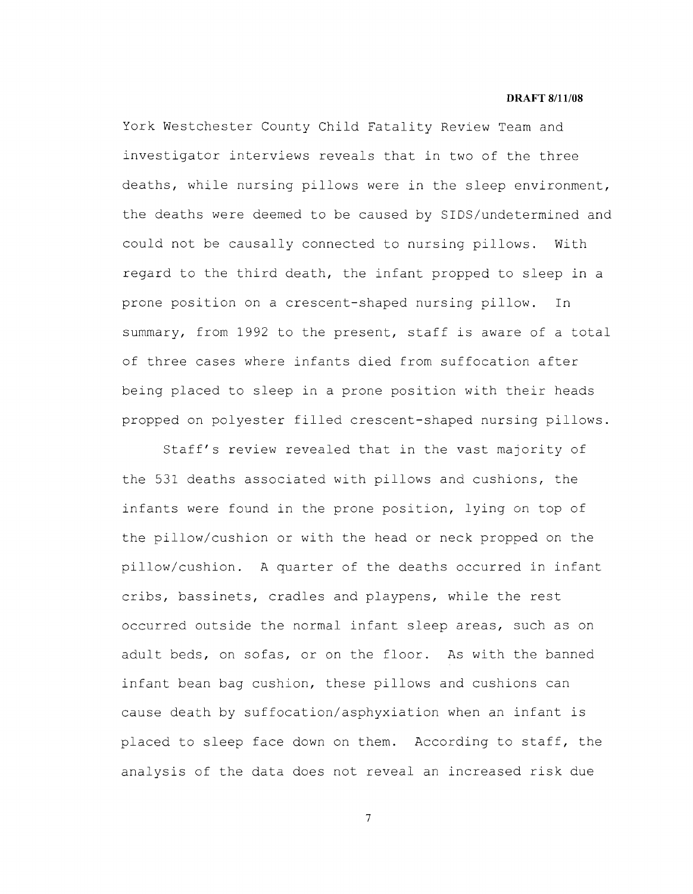York Westchester County Child Fatality Review Team and investigator interviews reveals that in two of the three deaths, while nursing pillows were in the sleep environment, the deaths were deemed to be caused by SIDS/undetermined and could not be causally connected to nursing pillows. With regard to the third death, the infant propped to sleep in a prone position on a crescent-shaped nursing pillow. In summary, from 1992 to the present, staff is aware of a total of three cases where infants died from suffocation after being placed to sleep in a prone position with their heads propped on polyester filled crescent-shaped nursing pillows.

Staff's review revealed that in the vast majority of the 531 deaths associated with pillows and cushions, the infants were found in the prone position, lying on top of the pillow/cushion or with the head or neck propped on the pillow/cushion. A quarter of the deaths occurred in infant cribs, bassinets, cradles and playpens, while the rest occurred outside the normal infant sleep areas, such as on adult beds, on sofas, or on the floor. As with the banned infant bean bag cushion, these pillows and cushions can cause death by suffocation/asphyxiation when an infant is placed to sleep face down on them. According to staff, the analysis of the data does not reveal an increased risk due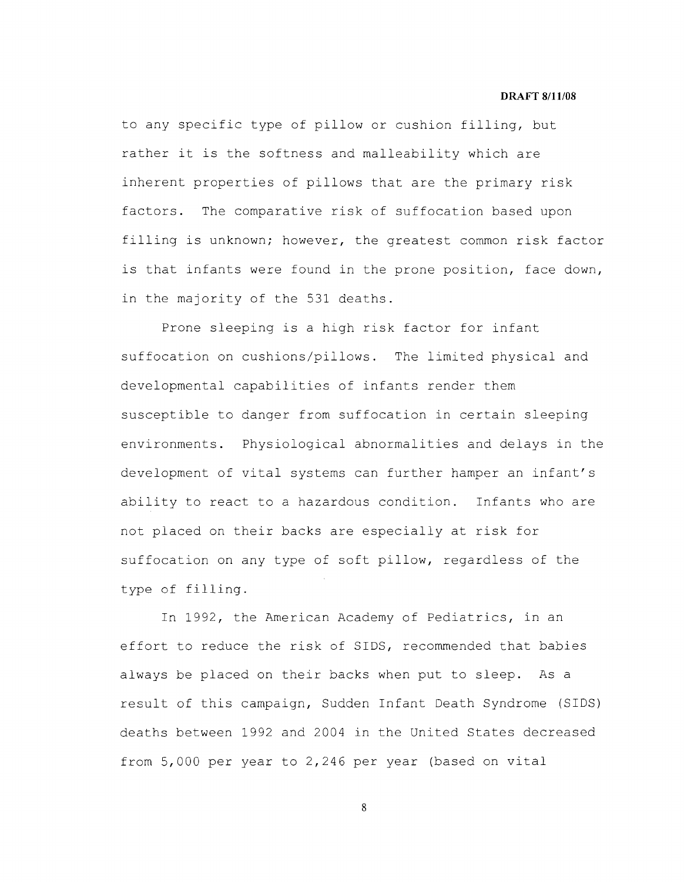to any specific type of pillow or cushion filling, but rather it is the softness and malleability which are inherent properties of pillows that are the primary risk factors. The comparative risk of suffocation based upon filling is unknown; however, the greatest common risk factor is that infants were found in the prone position, face down, in the majority of the 531 deaths.

Prone sleeping is a high risk factor for infant suffocation on cushions/pillows. The limited physical and developmental capabilities of infants render them susceptible to danger from suffocation in certain sleeping environments. Physiological abnormalities and delays in the development of vital systems can further hamper an infant's ability to react to a hazardous condition. Infants who are not placed on their backs are especially at risk for suffocation on any type of soft pillow, regardless of the type of filling.

In 1992, the American Academy of Pediatrics, in an effort to reduce the risk of SIDS, recommended that babies always be placed on their backs when put to sleep. As a result of this campaign, Sudden Infant Death Syndrome (SIDS) deaths between 1992 and 2004 in the United States decreased from 5,000 per year to 2,246 per year (based on vital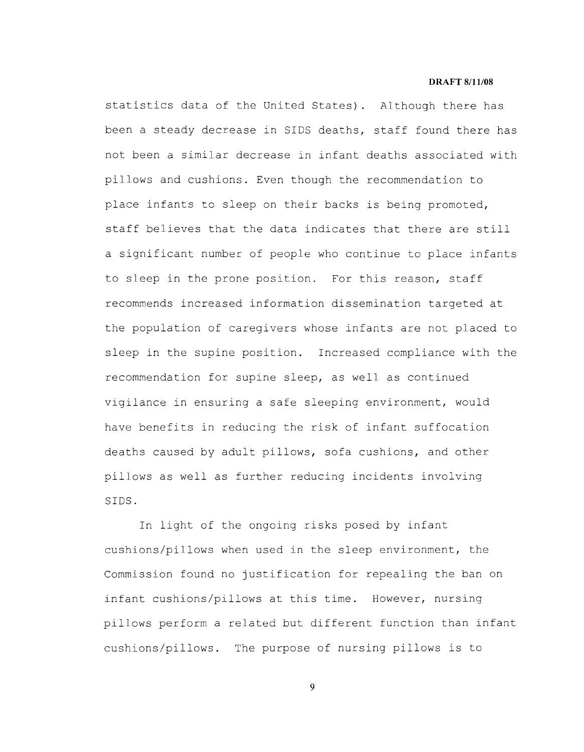statistics data of the United States). Although there has been a steady decrease in SIDS deaths, staff found there has not been a similar decrease in infant deaths associated with pillows and cushions. Even though the recommendation to place infants to sleep on their backs is being promoted, staff believes that the data indicates that there are still a significant number of people who continue to place infants to sleep in the prone position. For this reason, staff recommends increased information dissemination targeted at the population of caregivers whose infants are not placed to sleep in the supine position. Increased compliance with the recommendation for supine sleep, as well as continued vigilance in ensuring a safe sleeping environment, would have benefits in reducing the risk of infant suffocation deaths caused by adult pillows, sofa cushions, and other pillows as well as further reducing incidents involving SIDS.

In light of the ongoing risks posed by infant cushions/pillows when used in the sleep environment, the Commission found no justification for repealing the ban on infant cushions/pillows at this time. However, nursing pillows perform a related but different function than infant cushions/pillows. The purpose of nursing pillows is to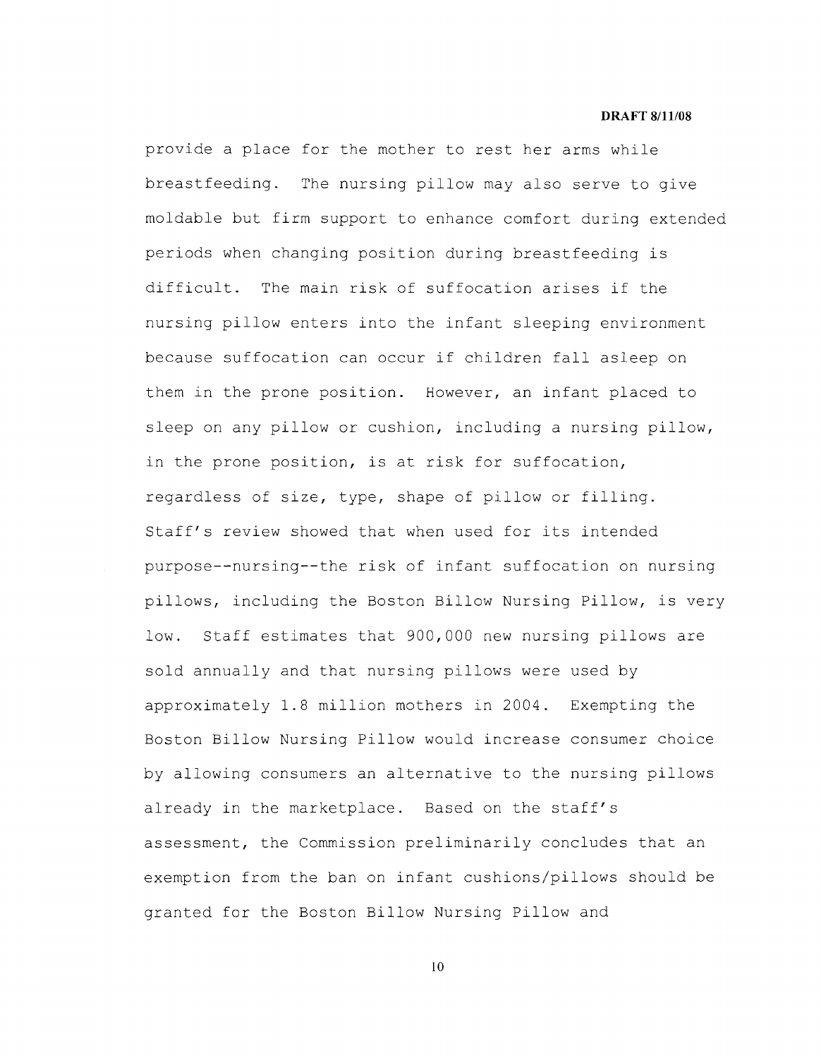provide a place for the mother to rest her arms while breastfeeding. The nursing pillow may also serve to give moldable but firm support to enhance comfort during extended periods when changing position during breastfeeding is difficult. The main risk of suffocation arises if the nursing pillow enters into the infant sleeping environment because suffocation can occur if children fall asleep on them in the prone position. However, an infant placed to sleep on any pillow or cushion, including a nursing pillow, in the prone position, is at risk for suffocation, regardless of size, type, shape of pillow or filling. Staff's review showed that when used for its intended purpose--nursing--the risk of infant suffocation on nursing pillows, including the Boston Billow Nursing Pillow, is very low. Staff estimates that 900,000 new nursing pillows are sold annually and that nursing pillows were used by approximately 1.8 million mothers in 2004. Exempting the Boston Billow Nursing Pillow would increase consumer choice by allowing consumers an alternative to the nursing pillows already in the marketplace. Based on the staff's assessment, the Commission preliminarily concludes that an exemption from the ban on infant cushions/pillows should be granted for the Boston Billow Nursing Pillow and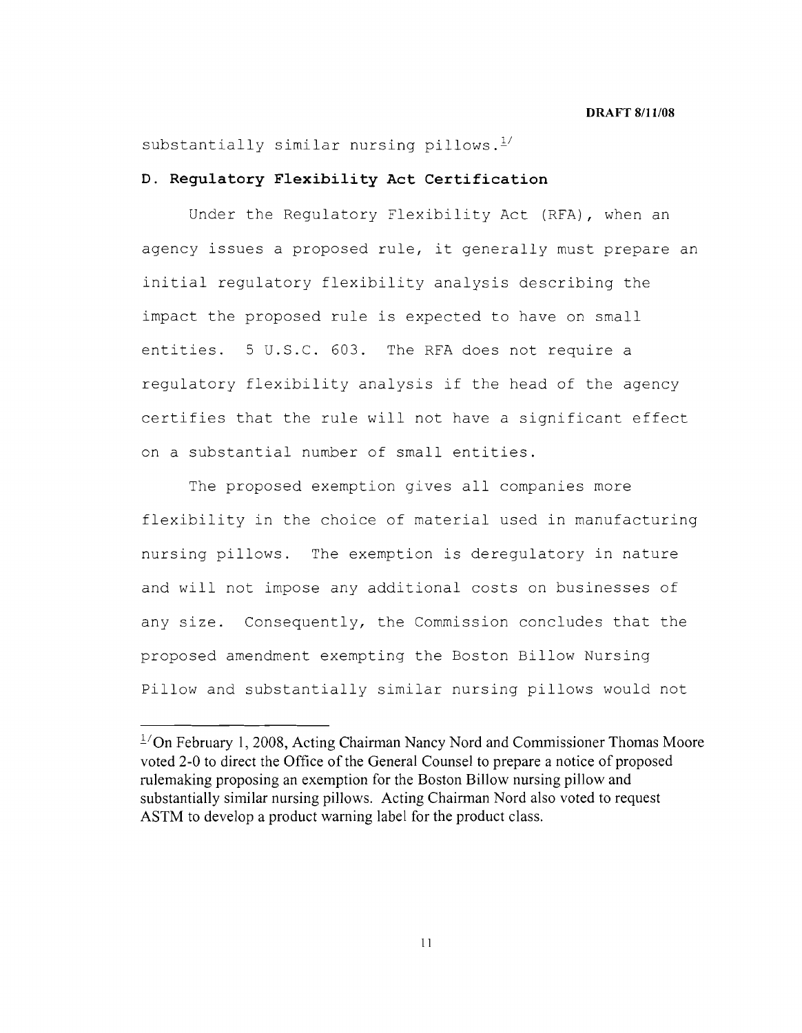substantially similar nursing pillows.[1]

### D. Regulatory Flexibility Act Certification

Under the Regulatory Flexibility Act (RFA), when an agency issues a proposed rule, it generally must prepare an initial regulatory flexibility analysis describing the impact the proposed rule is expected to have on small entities. 5 U.S.C. 603. The RFA does not require a regulatory flexibility analysis if the head of the agency certifies that the rule will not have a significant effect on a substantial number of small entities.

The proposed exemption gives all companies more flexibility in the choice of material used in manufacturing nursing pillows. The exemption is deregulatory in nature and will not impose any additional costs on businesses of any size. Consequently, the Commission concludes that the proposed amendment exempting the Boston Billow Nursing Pillow and substantially similar nursing pillows would not

---

[1] On February 1, 2008, Acting Chairman Nancy Nord and Commissioner Thomas Moore voted 2-0 to direct the Office of the General Counsel to prepare a notice of proposed rulemaking proposing an exemption for the Boston Billow nursing pillow and substantially similar nursing pillows. Acting Chairman Nord also voted to request ASTM to develop a product warning label for the product class.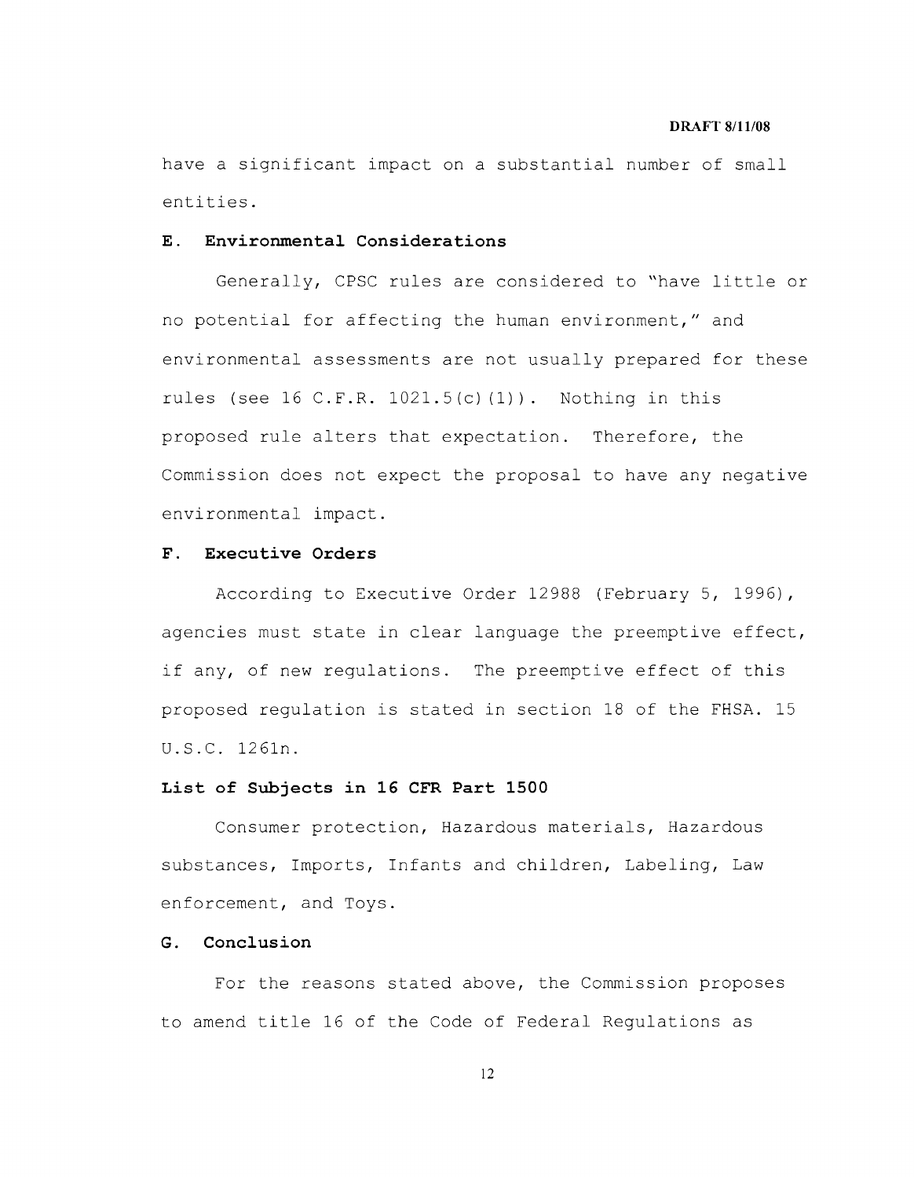have a significant impact on a substantial number of small entities.

### E. Environmental Considerations

Generally, CPSC rules are considered to "have little or no potential for affecting the human environment," and environmental assessments are not usually prepared for these rules (see 16 C.F.R. 1021.5(c)(1)). Nothing in this proposed rule alters that expectation. Therefore, the Commission does not expect the proposal to have any negative environmental impact.

### F. Executive Orders

According to Executive Order 12988 (February 5, 1996), agencies must state in clear language the preemptive effect, if any, of new regulations. The preemptive effect of this proposed regulation is stated in section 18 of the FHSA. 15 U.S.C. 1261n.

### List of Subjects in 16 CFR Part 1500

Consumer protection, Hazardous materials, Hazardous substances, Imports, Infants and children, Labeling, Law enforcement, and Toys.

### G. Conclusion

For the reasons stated above, the Commission proposes to amend title 16 of the Code of Federal Regulations as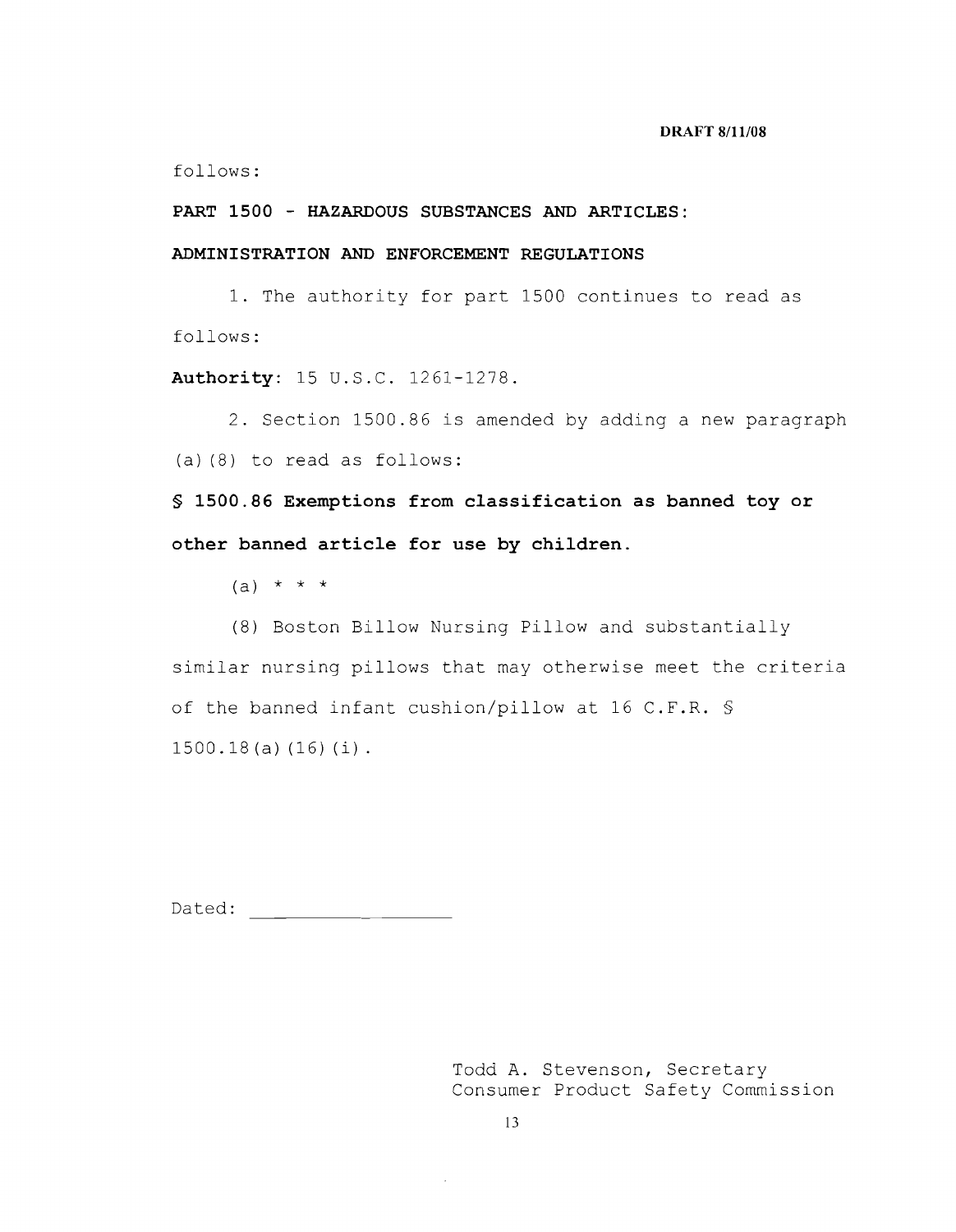follows:

**PART 1500 - HAZARDOUS SUBSTANCES AND ARTICLES:**

**ADMINISTRATION AND ENFORCEMENT REGULATIONS**

1. The authority for part 1500 continues to read as follows:

**Authority**: 15 U.S.C. 1261-1278.

2. Section 1500.86 is amended by adding a new paragraph (a)(8) to read as follows:

**§ 1500.86 Exemptions from classification as banned toy or other banned article for use by children.**

(a) * * *

(8) Boston Billow Nursing Pillow and substantially similar nursing pillows that may otherwise meet the criteria of the banned infant cushion/pillow at 16 C.F.R. § 1500.18(a)(16)(i).

Dated: ____________________

Todd A. Stevenson, Secretary
Consumer Product Safety Commission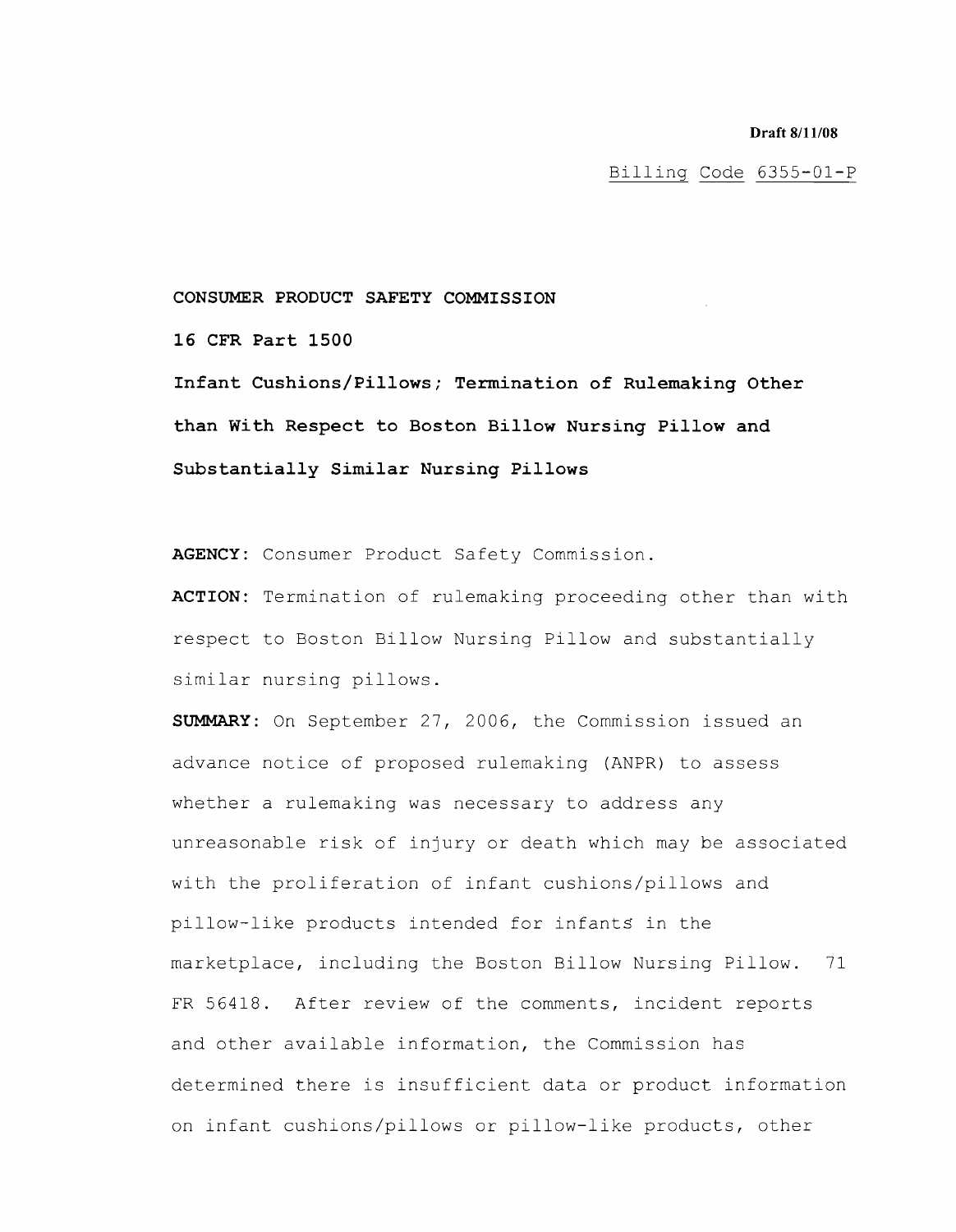Draft 8/11/08

Billing Code 6355-01-P

**CONSUMER PRODUCT SAFETY COMMISSION**

**16 CFR Part 1500**

**Infant Cushions/Pillows; Termination of Rulemaking Other than With Respect to Boston Billow Nursing Pillow and Substantially Similar Nursing Pillows**

**AGENCY:** Consumer Product Safety Commission.

**ACTION:** Termination of rulemaking proceeding other than with respect to Boston Billow Nursing Pillow and substantially similar nursing pillows.

**SUMMARY:** On September 27, 2006, the Commission issued an advance notice of proposed rulemaking (ANPR) to assess whether a rulemaking was necessary to address any unreasonable risk of injury or death which may be associated with the proliferation of infant cushions/pillows and pillow-like products intended for infants in the marketplace, including the Boston Billow Nursing Pillow. 71 FR 56418. After review of the comments, incident reports and other available information, the Commission has determined there is insufficient data or product information on infant cushions/pillows or pillow-like products, other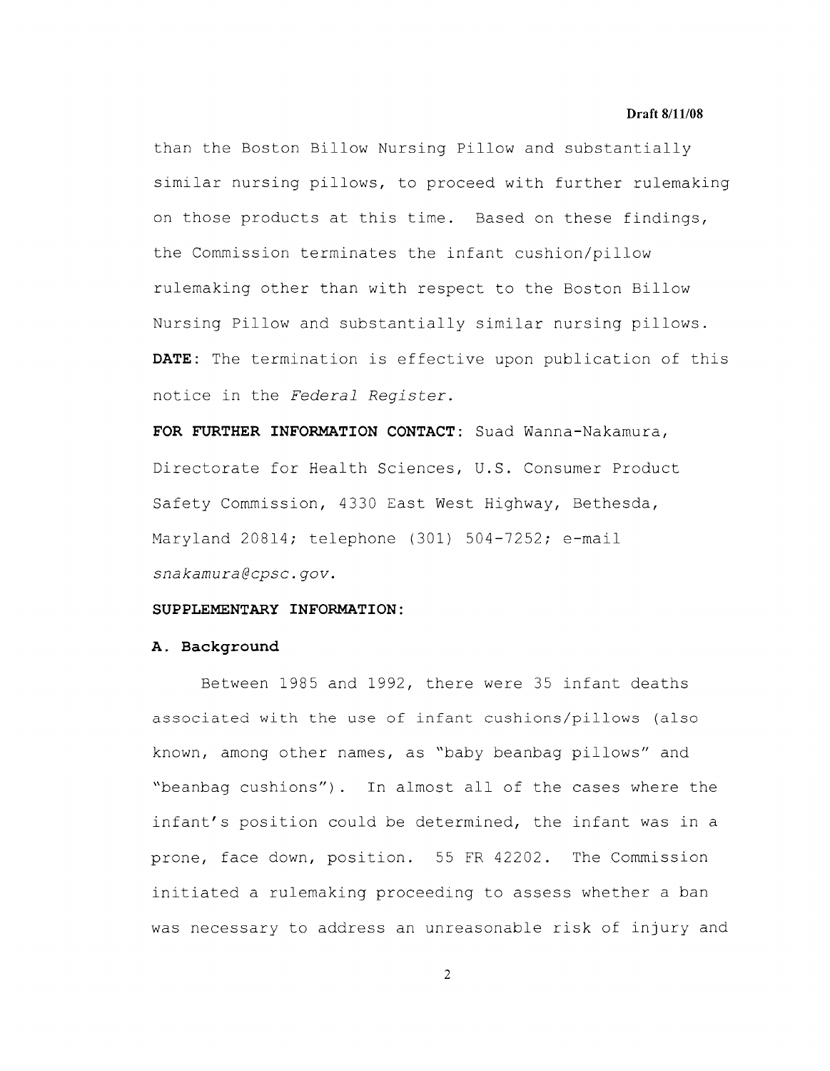than the Boston Billow Nursing Pillow and substantially similar nursing pillows, to proceed with further rulemaking on those products at this time. Based on these findings, the Commission terminates the infant cushion/pillow rulemaking other than with respect to the Boston Billow Nursing Pillow and substantially similar nursing pillows.

**DATE**: The termination is effective upon publication of this notice in the *Federal Register*.

**FOR FURTHER INFORMATION CONTACT**: Suad Wanna-Nakamura, Directorate for Health Sciences, U.S. Consumer Product Safety Commission, 4330 East West Highway, Bethesda, Maryland 20814; telephone (301) 504-7252; e-mail *snakamura@cpsc.gov*.

**SUPPLEMENTARY INFORMATION**:

**A. Background**

Between 1985 and 1992, there were 35 infant deaths associated with the use of infant cushions/pillows (also known, among other names, as "baby beanbag pillows" and "beanbag cushions"). In almost all of the cases where the infant's position could be determined, the infant was in a prone, face down, position. 55 FR 42202. The Commission initiated a rulemaking proceeding to assess whether a ban was necessary to address an unreasonable risk of injury and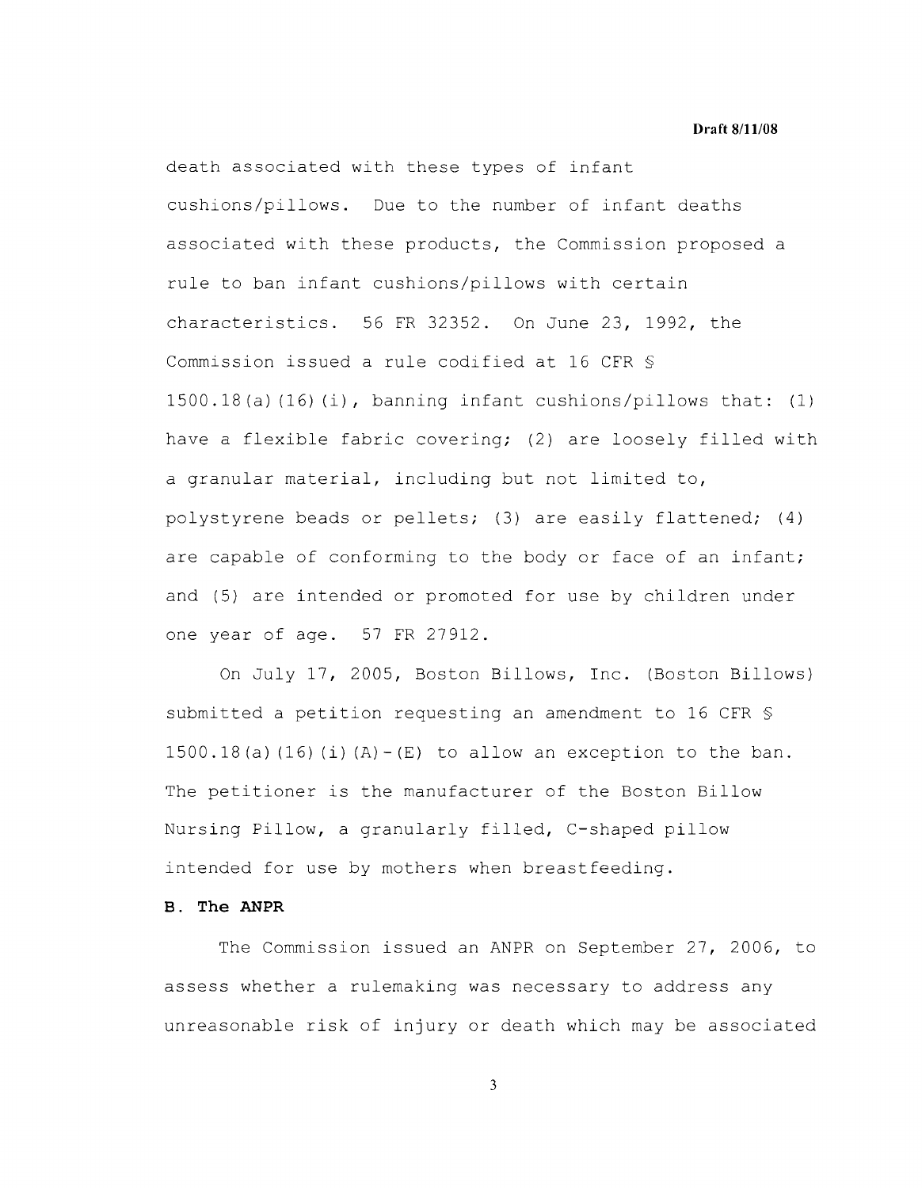death associated with these types of infant cushions/pillows. Due to the number of infant deaths associated with these products, the Commission proposed a rule to ban infant cushions/pillows with certain characteristics. 56 FR 32352. On June 23, 1992, the Commission issued a rule codified at 16 CFR § 1500.18(a)(16)(i), banning infant cushions/pillows that: (1) have a flexible fabric covering; (2) are loosely filled with a granular material, including but not limited to, polystyrene beads or pellets; (3) are easily flattened; (4) are capable of conforming to the body or face of an infant; and (5) are intended or promoted for use by children under one year of age. 57 FR 27912.

On July 17, 2005, Boston Billows, Inc. (Boston Billows) submitted a petition requesting an amendment to 16 CFR § 1500.18(a)(16)(i)(A)-(E) to allow an exception to the ban. The petitioner is the manufacturer of the Boston Billow Nursing Pillow, a granularly filled, C-shaped pillow intended for use by mothers when breastfeeding.

### B. The ANPR

The Commission issued an ANPR on September 27, 2006, to assess whether a rulemaking was necessary to address any unreasonable risk of injury or death which may be associated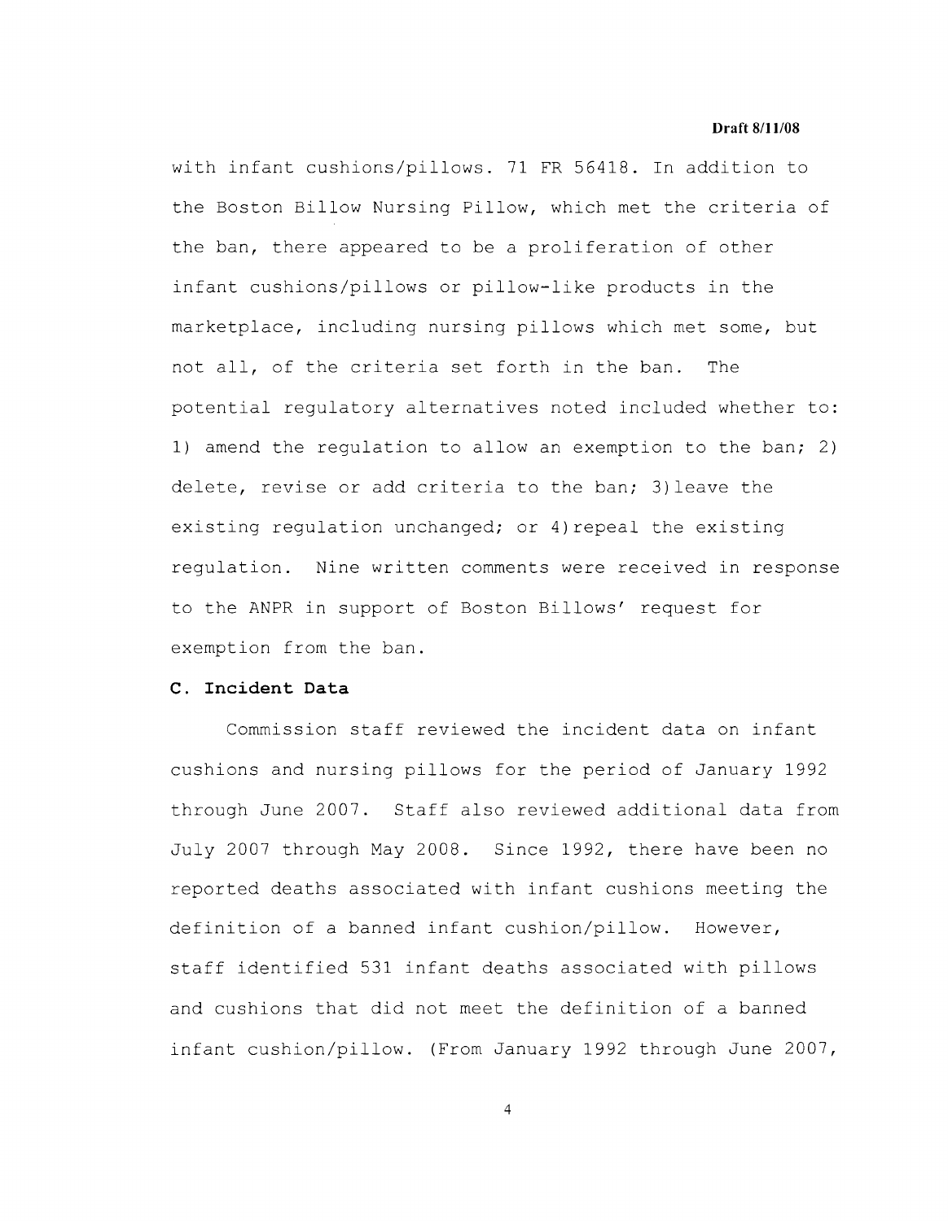with infant cushions/pillows. 71 FR 56418. In addition to the Boston Billow Nursing Pillow, which met the criteria of the ban, there appeared to be a proliferation of other infant cushions/pillows or pillow-like products in the marketplace, including nursing pillows which met some, but not all, of the criteria set forth in the ban. The potential regulatory alternatives noted included whether to: 1) amend the regulation to allow an exemption to the ban; 2) delete, revise or add criteria to the ban; 3) leave the existing regulation unchanged; or 4) repeal the existing regulation. Nine written comments were received in response to the ANPR in support of Boston Billows' request for exemption from the ban.

**C. Incident Data**

Commission staff reviewed the incident data on infant cushions and nursing pillows for the period of January 1992 through June 2007. Staff also reviewed additional data from July 2007 through May 2008. Since 1992, there have been no reported deaths associated with infant cushions meeting the definition of a banned infant cushion/pillow. However, staff identified 531 infant deaths associated with pillows and cushions that did not meet the definition of a banned infant cushion/pillow. (From January 1992 through June 2007,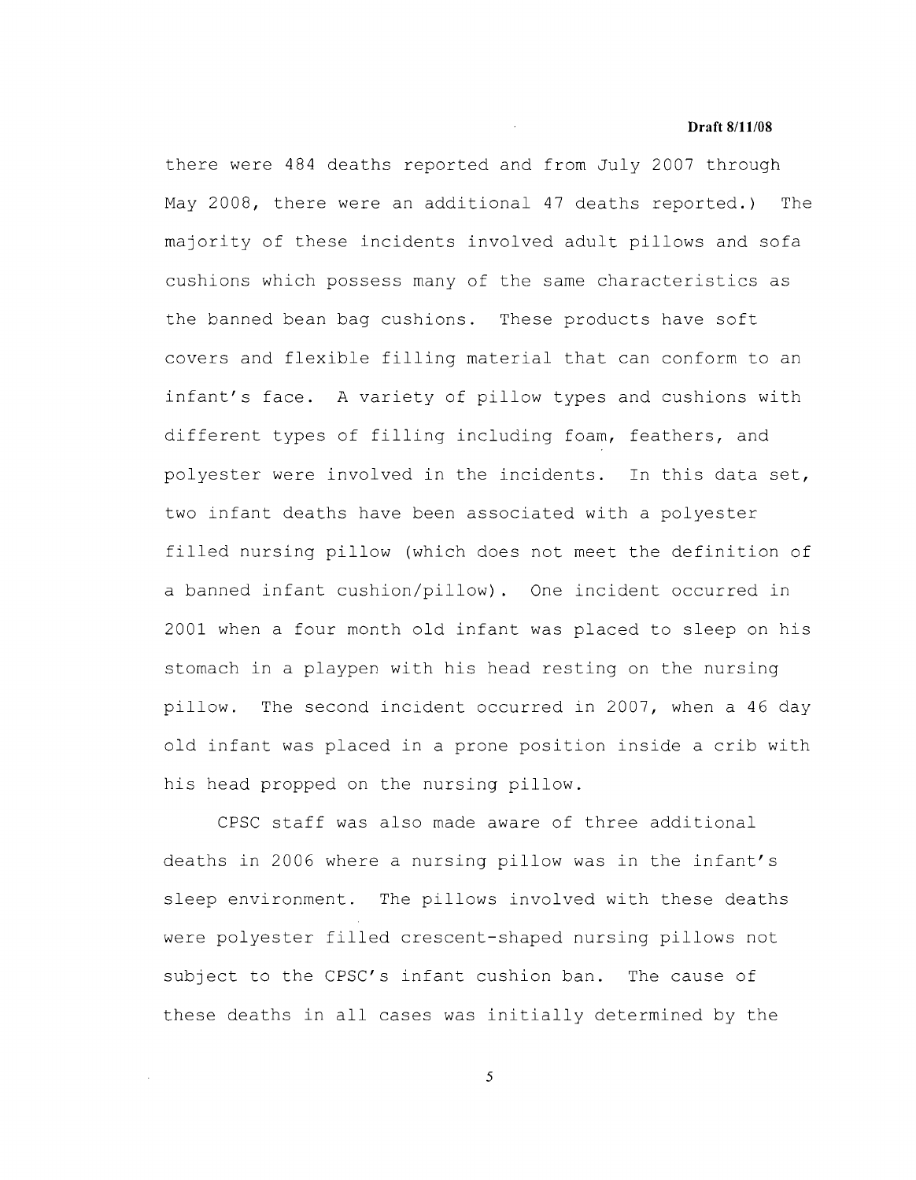there were 484 deaths reported and from July 2007 through May 2008, there were an additional 47 deaths reported.) The majority of these incidents involved adult pillows and sofa cushions which possess many of the same characteristics as the banned bean bag cushions. These products have soft covers and flexible filling material that can conform to an infant's face. A variety of pillow types and cushions with different types of filling including foam, feathers, and polyester were involved in the incidents. In this data set, two infant deaths have been associated with a polyester filled nursing pillow (which does not meet the definition of a banned infant cushion/pillow). One incident occurred in 2001 when a four month old infant was placed to sleep on his stomach in a playpen with his head resting on the nursing pillow. The second incident occurred in 2007, when a 46 day old infant was placed in a prone position inside a crib with his head propped on the nursing pillow.

CPSC staff was also made aware of three additional deaths in 2006 where a nursing pillow was in the infant's sleep environment. The pillows involved with these deaths were polyester filled crescent-shaped nursing pillows not subject to the CPSC's infant cushion ban. The cause of these deaths in all cases was initially determined by the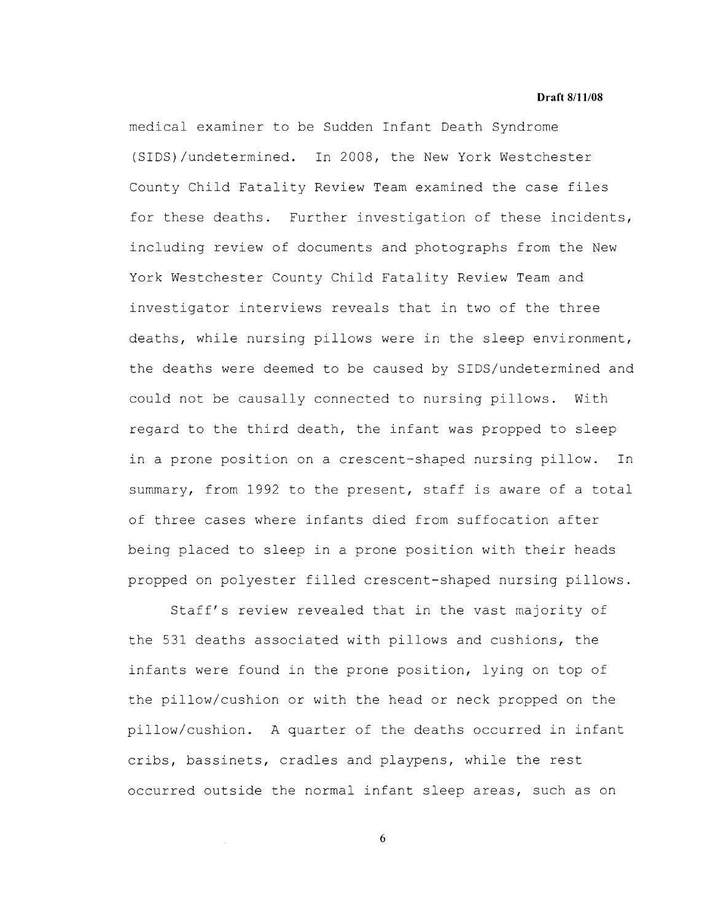medical examiner to be Sudden Infant Death Syndrome (SIDS)/undetermined. In 2008, the New York Westchester County Child Fatality Review Team examined the case files for these deaths. Further investigation of these incidents, including review of documents and photographs from the New York Westchester County Child Fatality Review Team and investigator interviews reveals that in two of the three deaths, while nursing pillows were in the sleep environment, the deaths were deemed to be caused by SIDS/undetermined and could not be causally connected to nursing pillows. With regard to the third death, the infant was propped to sleep in a prone position on a crescent-shaped nursing pillow. In summary, from 1992 to the present, staff is aware of a total of three cases where infants died from suffocation after being placed to sleep in a prone position with their heads propped on polyester filled crescent-shaped nursing pillows.

Staff's review revealed that in the vast majority of the 531 deaths associated with pillows and cushions, the infants were found in the prone position, lying on top of the pillow/cushion or with the head or neck propped on the pillow/cushion. A quarter of the deaths occurred in infant cribs, bassinets, cradles and playpens, while the rest occurred outside the normal infant sleep areas, such as on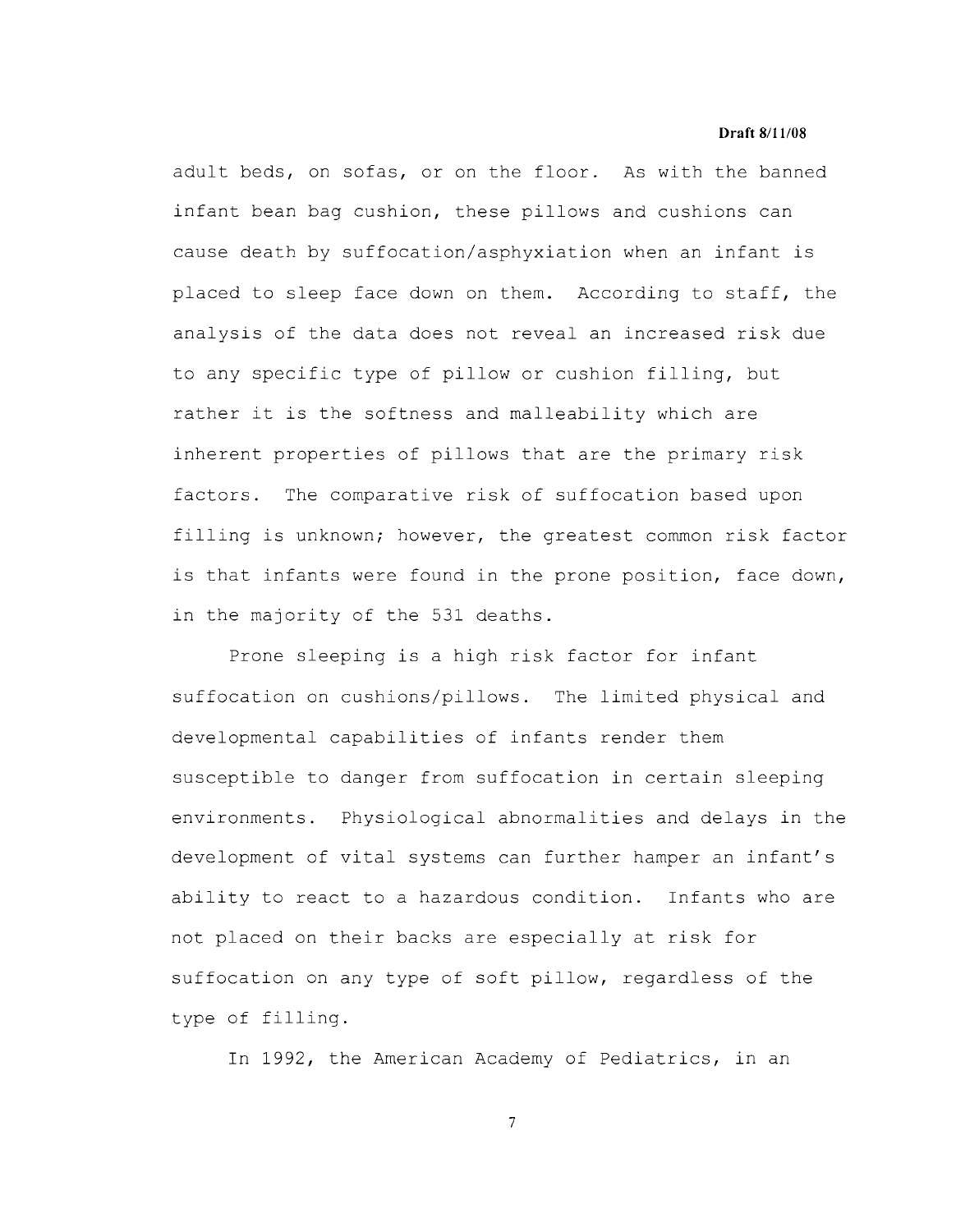adult beds, on sofas, or on the floor. As with the banned infant bean bag cushion, these pillows and cushions can cause death by suffocation/asphyxiation when an infant is placed to sleep face down on them. According to staff, the analysis of the data does not reveal an increased risk due to any specific type of pillow or cushion filling, but rather it is the softness and malleability which are inherent properties of pillows that are the primary risk factors. The comparative risk of suffocation based upon filling is unknown; however, the greatest common risk factor is that infants were found in the prone position, face down, in the majority of the 531 deaths.

Prone sleeping is a high risk factor for infant suffocation on cushions/pillows. The limited physical and developmental capabilities of infants render them susceptible to danger from suffocation in certain sleeping environments. Physiological abnormalities and delays in the development of vital systems can further hamper an infant's ability to react to a hazardous condition. Infants who are not placed on their backs are especially at risk for suffocation on any type of soft pillow, regardless of the type of filling.

In 1992, the American Academy of Pediatrics, in an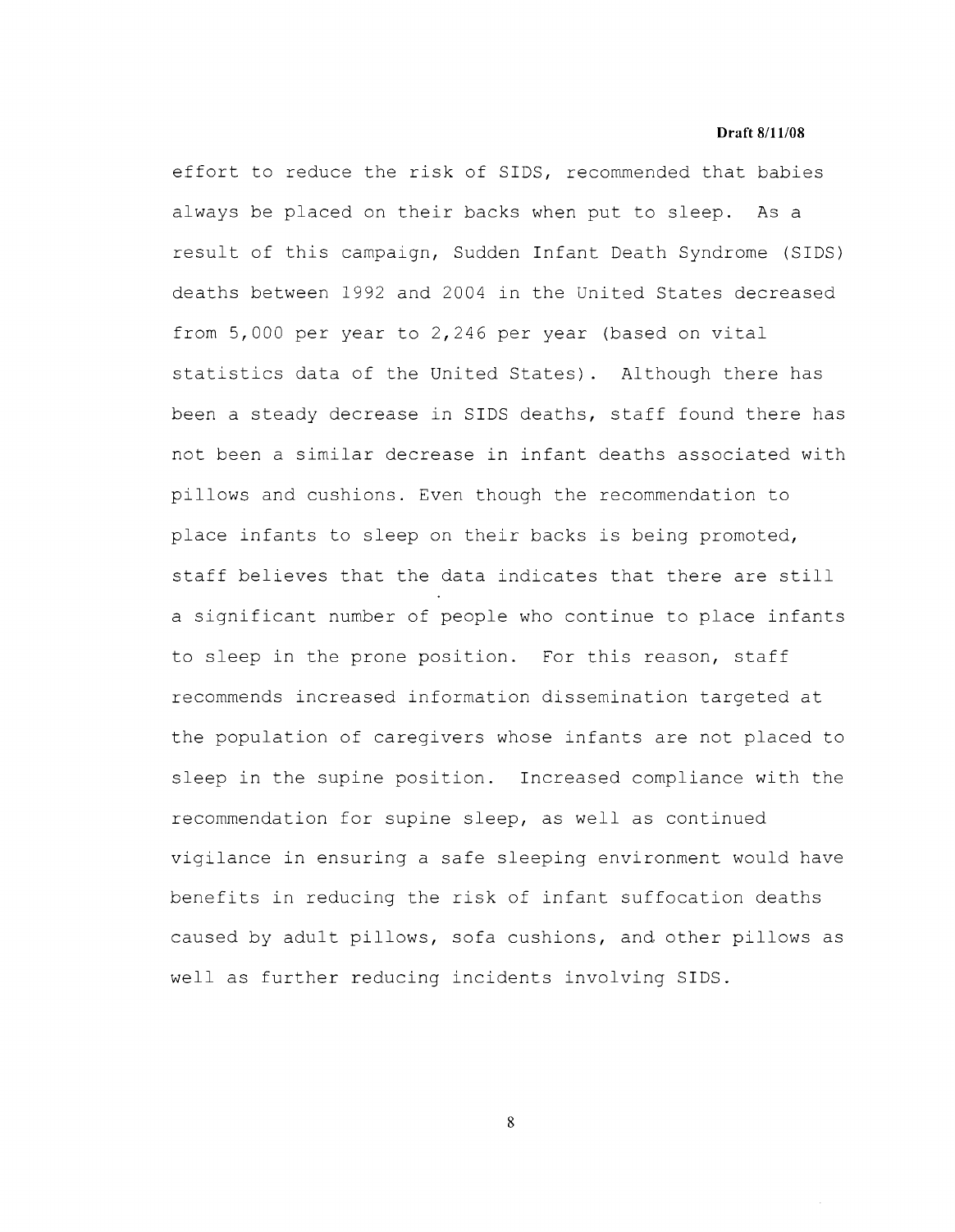effort to reduce the risk of SIDS, recommended that babies always be placed on their backs when put to sleep. As a result of this campaign, Sudden Infant Death Syndrome (SIDS) deaths between 1992 and 2004 in the United States decreased from 5,000 per year to 2,246 per year (based on vital statistics data of the United States). Although there has been a steady decrease in SIDS deaths, staff found there has not been a similar decrease in infant deaths associated with pillows and cushions. Even though the recommendation to place infants to sleep on their backs is being promoted, staff believes that the data indicates that there are still a significant number of people who continue to place infants to sleep in the prone position. For this reason, staff recommends increased information dissemination targeted at the population of caregivers whose infants are not placed to sleep in the supine position. Increased compliance with the recommendation for supine sleep, as well as continued vigilance in ensuring a safe sleeping environment would have benefits in reducing the risk of infant suffocation deaths caused by adult pillows, sofa cushions, and other pillows as well as further reducing incidents involving SIDS.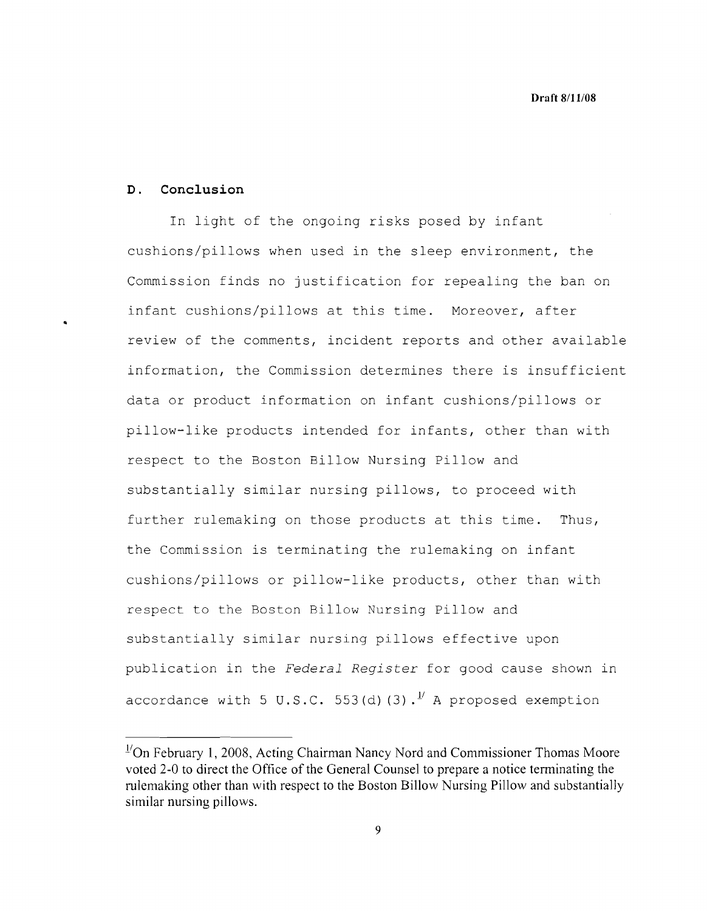Draft 8/11/08

### D. Conclusion

In light of the ongoing risks posed by infant cushions/pillows when used in the sleep environment, the Commission finds no justification for repealing the ban on infant cushions/pillows at this time. Moreover, after review of the comments, incident reports and other available information, the Commission determines there is insufficient data or product information on infant cushions/pillows or pillow-like products intended for infants, other than with respect to the Boston Billow Nursing Pillow and substantially similar nursing pillows, to proceed with further rulemaking on those products at this time. Thus, the Commission is terminating the rulemaking on infant cushions/pillows or pillow-like products, other than with respect to the Boston Billow Nursing Pillow and substantially similar nursing pillows effective upon publication in the *Federal Register* for good cause shown in accordance with 5 U.S.C. 553(d)(3).[1/] A proposed exemption

---

[1/]On February 1, 2008, Acting Chairman Nancy Nord and Commissioner Thomas Moore voted 2-0 to direct the Office of the General Counsel to prepare a notice terminating the rulemaking other than with respect to the Boston Billow Nursing Pillow and substantially similar nursing pillows.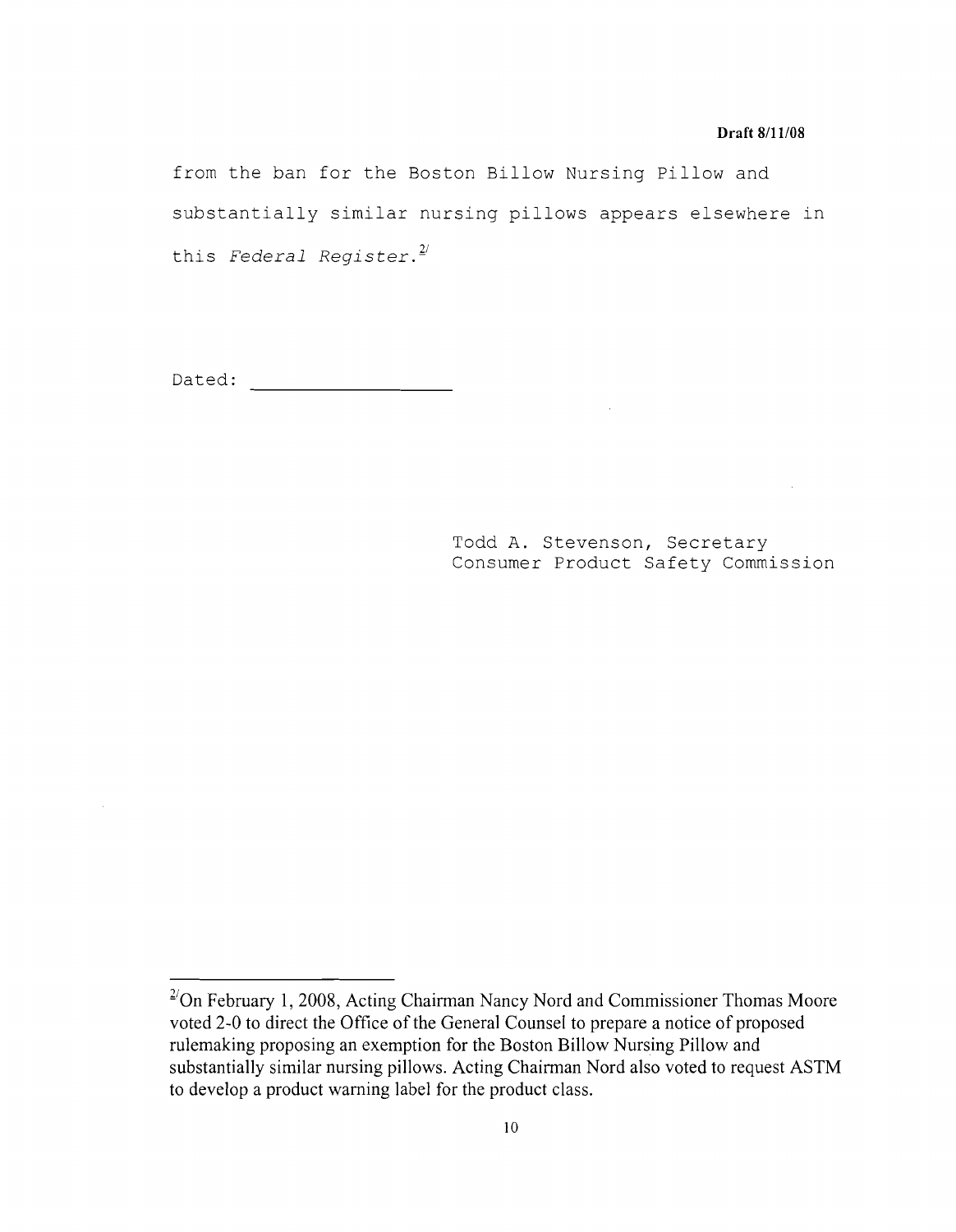from the ban for the Boston Billow Nursing Pillow and substantially similar nursing pillows appears elsewhere in this *Federal Register*.[2]

Dated: ____________________

Todd A. Stevenson, Secretary
Consumer Product Safety Commission

---

[2] On February 1, 2008, Acting Chairman Nancy Nord and Commissioner Thomas Moore voted 2-0 to direct the Office of the General Counsel to prepare a notice of proposed rulemaking proposing an exemption for the Boston Billow Nursing Pillow and substantially similar nursing pillows. Acting Chairman Nord also voted to request ASTM to develop a product warning label for the product class.